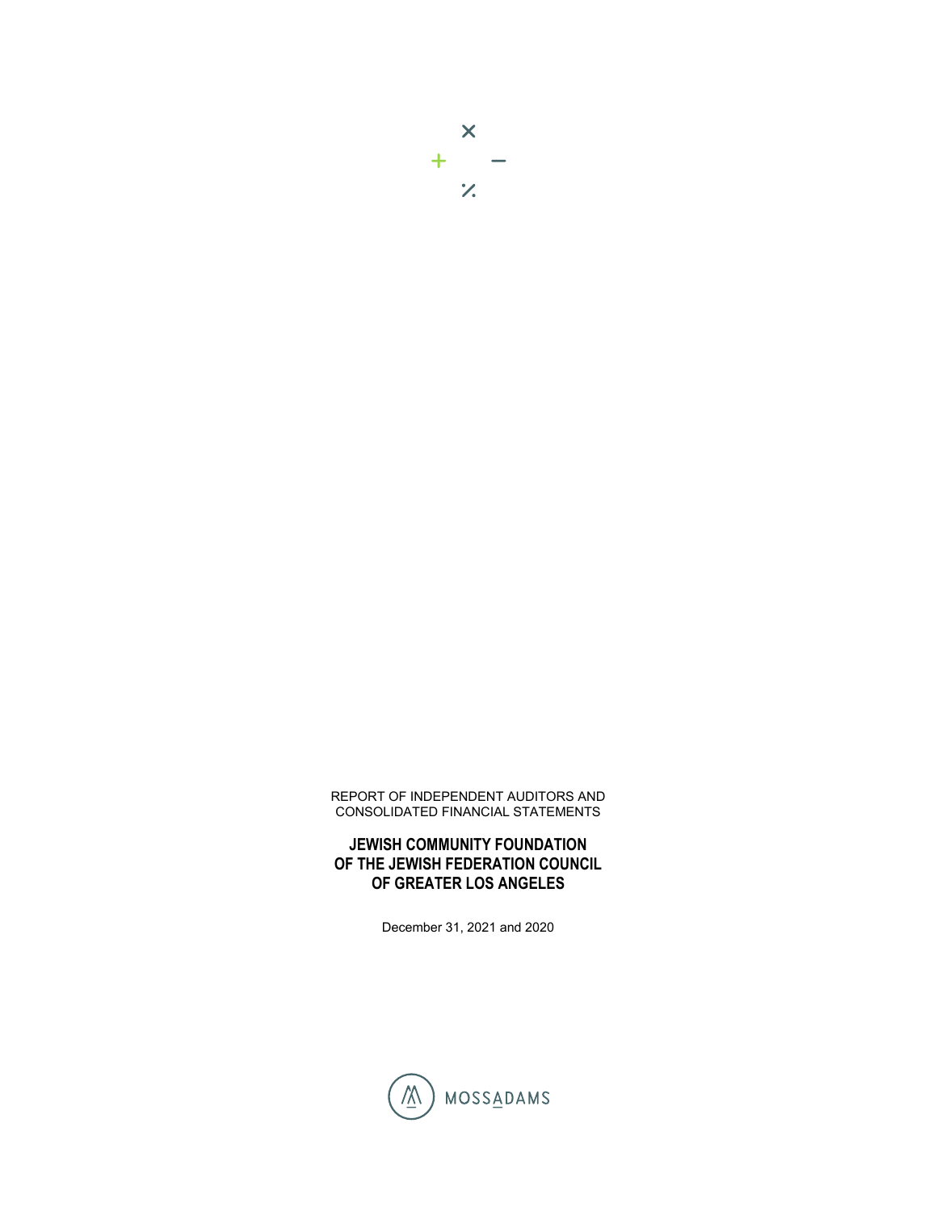REPORT OF INDEPENDENT AUDITORS AND
CONSOLIDATED FINANCIAL STATEMENTS

**JEWISH COMMUNITY FOUNDATION
OF THE JEWISH FEDERATION COUNCIL
OF GREATER LOS ANGELES**

December 31, 2021 and 2020

MOSSADAMS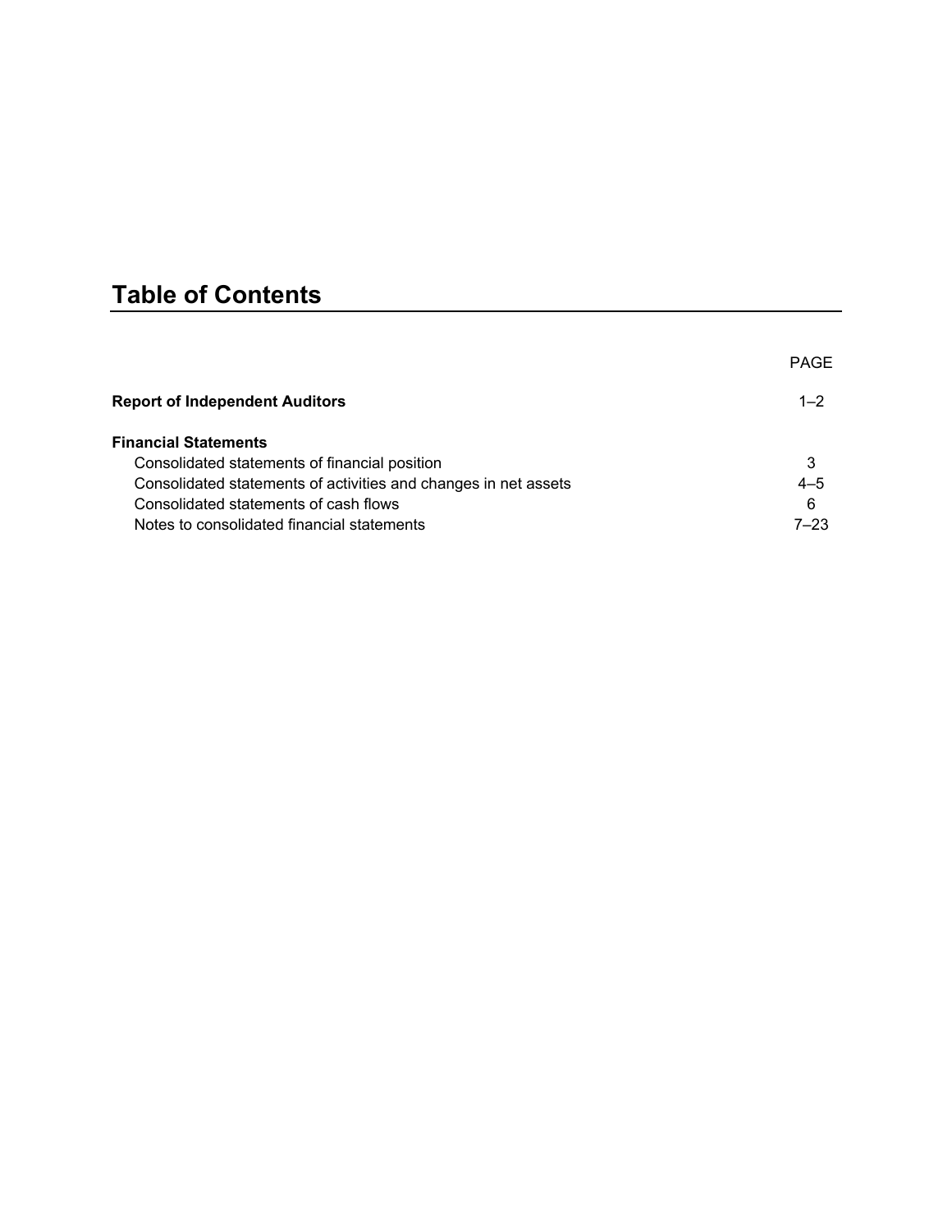# Table of Contents

| | PAGE |
|---|---|
| **Report of Independent Auditors** | 1–2 |
| **Financial Statements** | |
| Consolidated statements of financial position | 3 |
| Consolidated statements of activities and changes in net assets | 4–5 |
| Consolidated statements of cash flows | 6 |
| Notes to consolidated financial statements | 7–23 |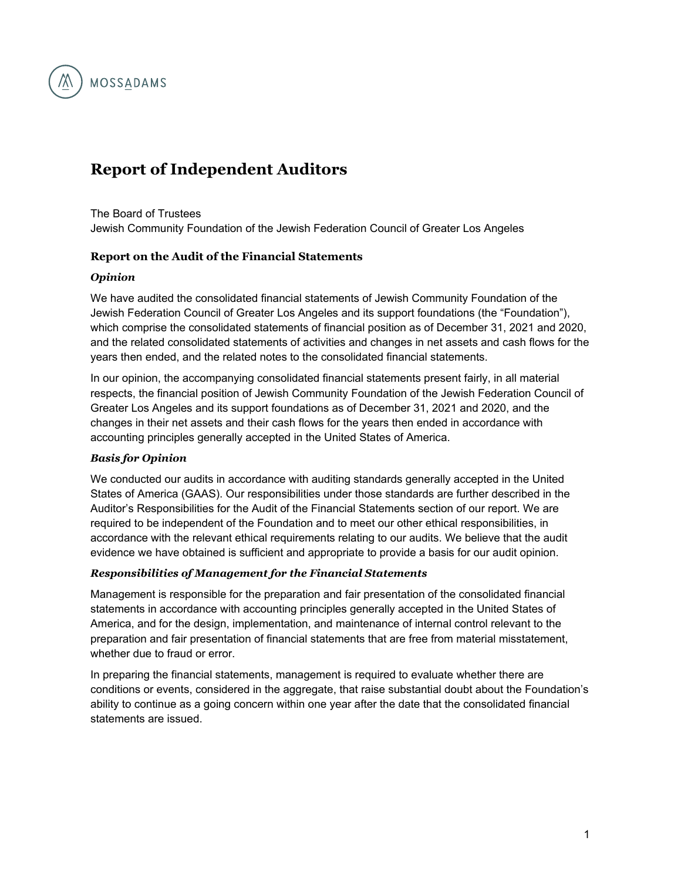MOSSADAMS

# Report of Independent Auditors

The Board of Trustees
Jewish Community Foundation of the Jewish Federation Council of Greater Los Angeles

### Report on the Audit of the Financial Statements

#### *Opinion*

We have audited the consolidated financial statements of Jewish Community Foundation of the Jewish Federation Council of Greater Los Angeles and its support foundations (the "Foundation"), which comprise the consolidated statements of financial position as of December 31, 2021 and 2020, and the related consolidated statements of activities and changes in net assets and cash flows for the years then ended, and the related notes to the consolidated financial statements.

In our opinion, the accompanying consolidated financial statements present fairly, in all material respects, the financial position of Jewish Community Foundation of the Jewish Federation Council of Greater Los Angeles and its support foundations as of December 31, 2021 and 2020, and the changes in their net assets and their cash flows for the years then ended in accordance with accounting principles generally accepted in the United States of America.

#### *Basis for Opinion*

We conducted our audits in accordance with auditing standards generally accepted in the United States of America (GAAS). Our responsibilities under those standards are further described in the Auditor's Responsibilities for the Audit of the Financial Statements section of our report. We are required to be independent of the Foundation and to meet our other ethical responsibilities, in accordance with the relevant ethical requirements relating to our audits. We believe that the audit evidence we have obtained is sufficient and appropriate to provide a basis for our audit opinion.

#### *Responsibilities of Management for the Financial Statements*

Management is responsible for the preparation and fair presentation of the consolidated financial statements in accordance with accounting principles generally accepted in the United States of America, and for the design, implementation, and maintenance of internal control relevant to the preparation and fair presentation of financial statements that are free from material misstatement, whether due to fraud or error.

In preparing the financial statements, management is required to evaluate whether there are conditions or events, considered in the aggregate, that raise substantial doubt about the Foundation's ability to continue as a going concern within one year after the date that the consolidated financial statements are issued.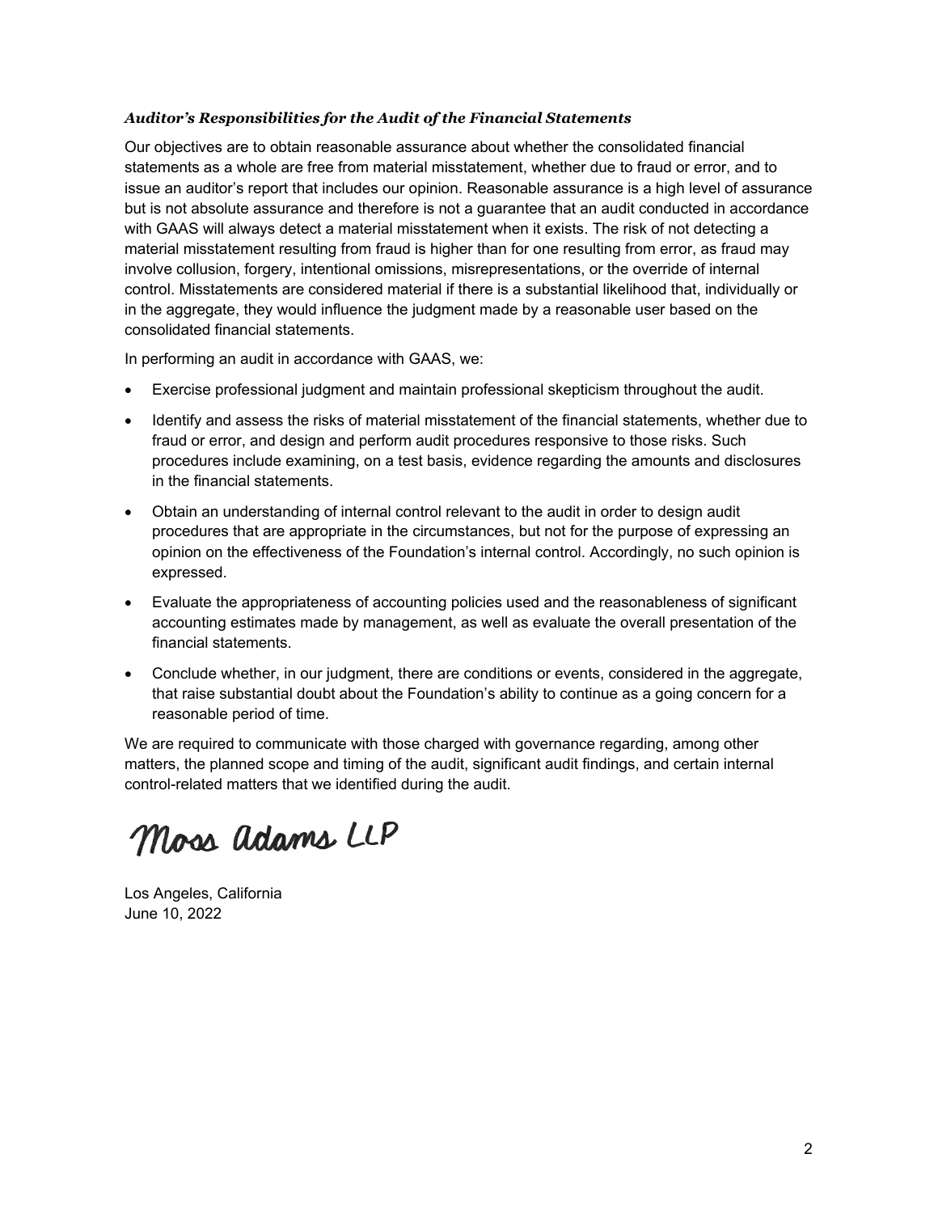### *Auditor's Responsibilities for the Audit of the Financial Statements*

Our objectives are to obtain reasonable assurance about whether the consolidated financial statements as a whole are free from material misstatement, whether due to fraud or error, and to issue an auditor's report that includes our opinion. Reasonable assurance is a high level of assurance but is not absolute assurance and therefore is not a guarantee that an audit conducted in accordance with GAAS will always detect a material misstatement when it exists. The risk of not detecting a material misstatement resulting from fraud is higher than for one resulting from error, as fraud may involve collusion, forgery, intentional omissions, misrepresentations, or the override of internal control. Misstatements are considered material if there is a substantial likelihood that, individually or in the aggregate, they would influence the judgment made by a reasonable user based on the consolidated financial statements.

In performing an audit in accordance with GAAS, we:

- Exercise professional judgment and maintain professional skepticism throughout the audit.
- Identify and assess the risks of material misstatement of the financial statements, whether due to fraud or error, and design and perform audit procedures responsive to those risks. Such procedures include examining, on a test basis, evidence regarding the amounts and disclosures in the financial statements.
- Obtain an understanding of internal control relevant to the audit in order to design audit procedures that are appropriate in the circumstances, but not for the purpose of expressing an opinion on the effectiveness of the Foundation's internal control. Accordingly, no such opinion is expressed.
- Evaluate the appropriateness of accounting policies used and the reasonableness of significant accounting estimates made by management, as well as evaluate the overall presentation of the financial statements.
- Conclude whether, in our judgment, there are conditions or events, considered in the aggregate, that raise substantial doubt about the Foundation's ability to continue as a going concern for a reasonable period of time.

We are required to communicate with those charged with governance regarding, among other matters, the planned scope and timing of the audit, significant audit findings, and certain internal control-related matters that we identified during the audit.

Moss Adams LLP

Los Angeles, California
June 10, 2022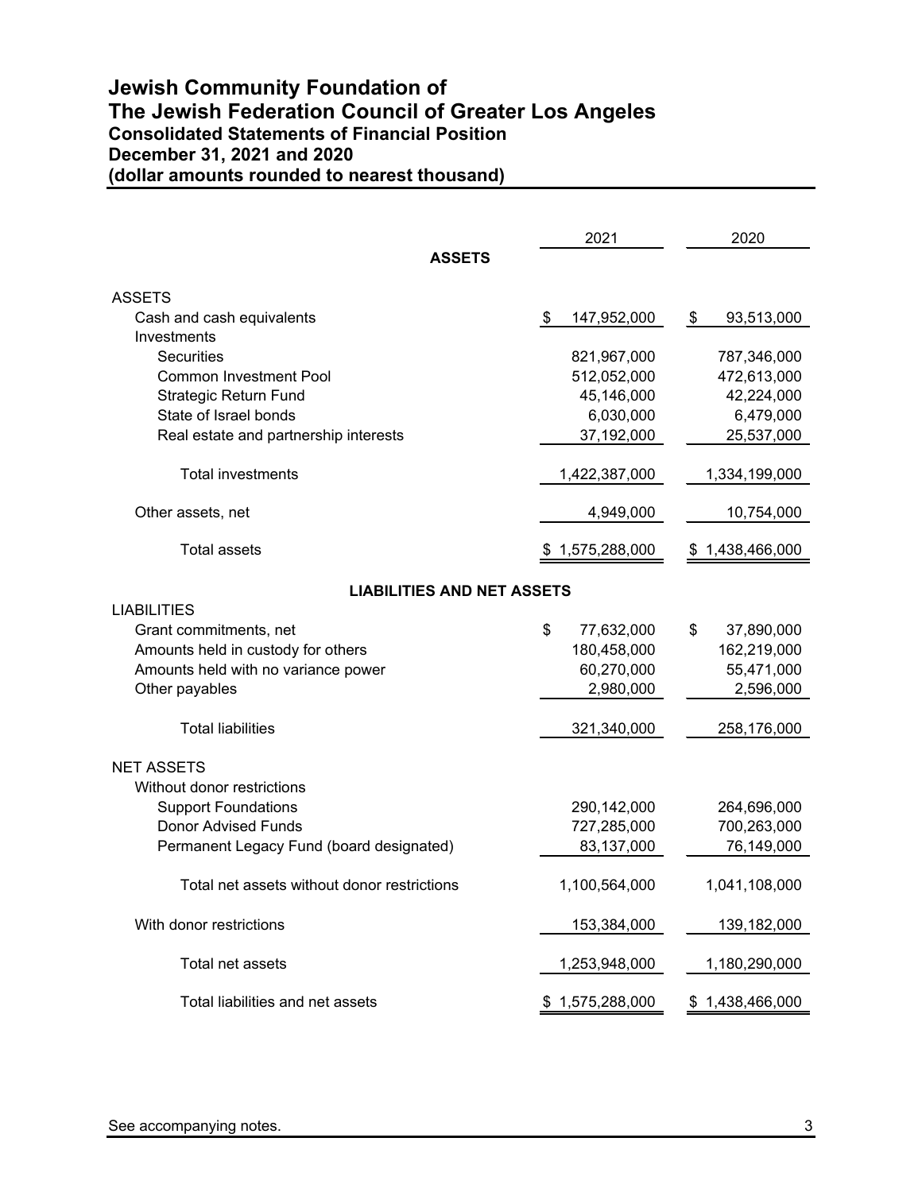# Jewish Community Foundation of
# The Jewish Federation Council of Greater Los Angeles
## Consolidated Statements of Financial Position
## December 31, 2021 and 2020
## (dollar amounts rounded to nearest thousand)

| | 2021 | 2020 |
|---|---|---|
| **ASSETS** | | |
| ASSETS | | |
| Cash and cash equivalents | $ 147,952,000 | $ 93,513,000 |
| Investments | | |
| Securities | 821,967,000 | 787,346,000 |
| Common Investment Pool | 512,052,000 | 472,613,000 |
| Strategic Return Fund | 45,146,000 | 42,224,000 |
| State of Israel bonds | 6,030,000 | 6,479,000 |
| Real estate and partnership interests | 37,192,000 | 25,537,000 |
| Total investments | 1,422,387,000 | 1,334,199,000 |
| Other assets, net | 4,949,000 | 10,754,000 |
| Total assets | $ 1,575,288,000 | $ 1,438,466,000 |
| **LIABILITIES AND NET ASSETS** | | |
| LIABILITIES | | |
| Grant commitments, net | $ 77,632,000 | $ 37,890,000 |
| Amounts held in custody for others | 180,458,000 | 162,219,000 |
| Amounts held with no variance power | 60,270,000 | 55,471,000 |
| Other payables | 2,980,000 | 2,596,000 |
| Total liabilities | 321,340,000 | 258,176,000 |
| NET ASSETS | | |
| Without donor restrictions | | |
| Support Foundations | 290,142,000 | 264,696,000 |
| Donor Advised Funds | 727,285,000 | 700,263,000 |
| Permanent Legacy Fund (board designated) | 83,137,000 | 76,149,000 |
| Total net assets without donor restrictions | 1,100,564,000 | 1,041,108,000 |
| With donor restrictions | 153,384,000 | 139,182,000 |
| Total net assets | 1,253,948,000 | 1,180,290,000 |
| Total liabilities and net assets | $ 1,575,288,000 | $ 1,438,466,000 |

See accompanying notes.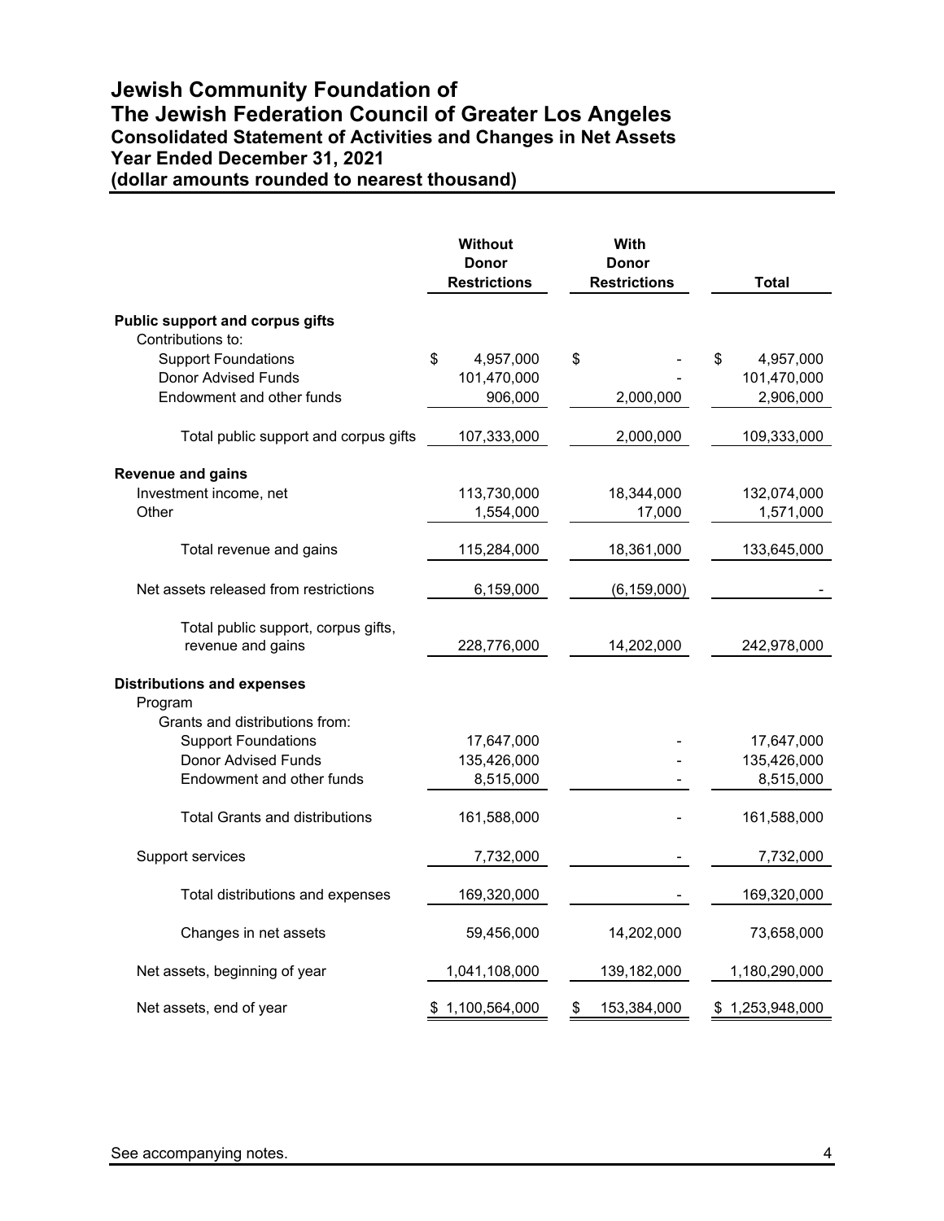# Jewish Community Foundation of The Jewish Federation Council of Greater Los Angeles
## Consolidated Statement of Activities and Changes in Net Assets
### Year Ended December 31, 2021
### (dollar amounts rounded to nearest thousand)

| | Without Donor Restrictions | With Donor Restrictions | Total |
|---|---|---|---|
| **Public support and corpus gifts** | | | |
| Contributions to: | | | |
| Support Foundations | $ 4,957,000 | $ - | $ 4,957,000 |
| Donor Advised Funds | 101,470,000 | - | 101,470,000 |
| Endowment and other funds | 906,000 | 2,000,000 | 2,906,000 |
| Total public support and corpus gifts | 107,333,000 | 2,000,000 | 109,333,000 |
| **Revenue and gains** | | | |
| Investment income, net | 113,730,000 | 18,344,000 | 132,074,000 |
| Other | 1,554,000 | 17,000 | 1,571,000 |
| Total revenue and gains | 115,284,000 | 18,361,000 | 133,645,000 |
| Net assets released from restrictions | 6,159,000 | (6,159,000) | - |
| Total public support, corpus gifts, revenue and gains | 228,776,000 | 14,202,000 | 242,978,000 |
| **Distributions and expenses** | | | |
| Program | | | |
| Grants and distributions from: | | | |
| Support Foundations | 17,647,000 | - | 17,647,000 |
| Donor Advised Funds | 135,426,000 | - | 135,426,000 |
| Endowment and other funds | 8,515,000 | - | 8,515,000 |
| Total Grants and distributions | 161,588,000 | - | 161,588,000 |
| Support services | 7,732,000 | - | 7,732,000 |
| Total distributions and expenses | 169,320,000 | - | 169,320,000 |
| Changes in net assets | 59,456,000 | 14,202,000 | 73,658,000 |
| Net assets, beginning of year | 1,041,108,000 | 139,182,000 | 1,180,290,000 |
| Net assets, end of year | $ 1,100,564,000 | $ 153,384,000 | $ 1,253,948,000 |

See accompanying notes.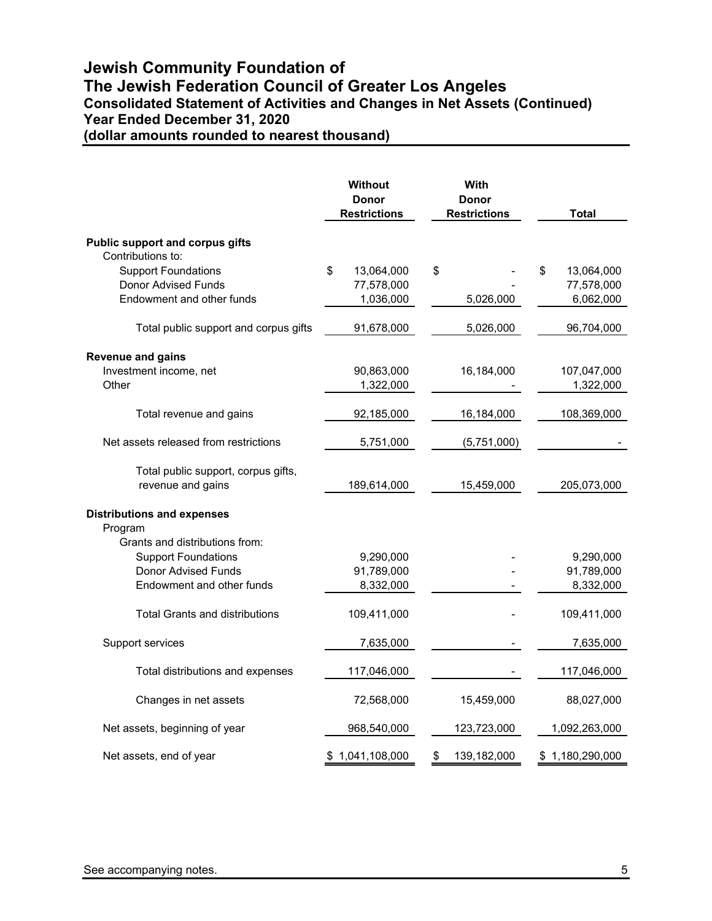# Jewish Community Foundation of The Jewish Federation Council of Greater Los Angeles

## Consolidated Statement of Activities and Changes in Net Assets (Continued)

### Year Ended December 31, 2020

### (dollar amounts rounded to nearest thousand)

| | Without Donor Restrictions | With Donor Restrictions | Total |
|---|---|---|---|
| **Public support and corpus gifts** | | | |
| Contributions to: | | | |
| Support Foundations | $ 13,064,000 | $ - | $ 13,064,000 |
| Donor Advised Funds | 77,578,000 | - | 77,578,000 |
| Endowment and other funds | 1,036,000 | 5,026,000 | 6,062,000 |
| Total public support and corpus gifts | 91,678,000 | 5,026,000 | 96,704,000 |
| **Revenue and gains** | | | |
| Investment income, net | 90,863,000 | 16,184,000 | 107,047,000 |
| Other | 1,322,000 | - | 1,322,000 |
| Total revenue and gains | 92,185,000 | 16,184,000 | 108,369,000 |
| Net assets released from restrictions | 5,751,000 | (5,751,000) | - |
| Total public support, corpus gifts, revenue and gains | 189,614,000 | 15,459,000 | 205,073,000 |
| **Distributions and expenses** | | | |
| Program | | | |
| Grants and distributions from: | | | |
| Support Foundations | 9,290,000 | - | 9,290,000 |
| Donor Advised Funds | 91,789,000 | - | 91,789,000 |
| Endowment and other funds | 8,332,000 | - | 8,332,000 |
| Total Grants and distributions | 109,411,000 | - | 109,411,000 |
| Support services | 7,635,000 | - | 7,635,000 |
| Total distributions and expenses | 117,046,000 | - | 117,046,000 |
| Changes in net assets | 72,568,000 | 15,459,000 | 88,027,000 |
| Net assets, beginning of year | 968,540,000 | 123,723,000 | 1,092,263,000 |
| Net assets, end of year | $ 1,041,108,000 | $ 139,182,000 | $ 1,180,290,000 |

See accompanying notes.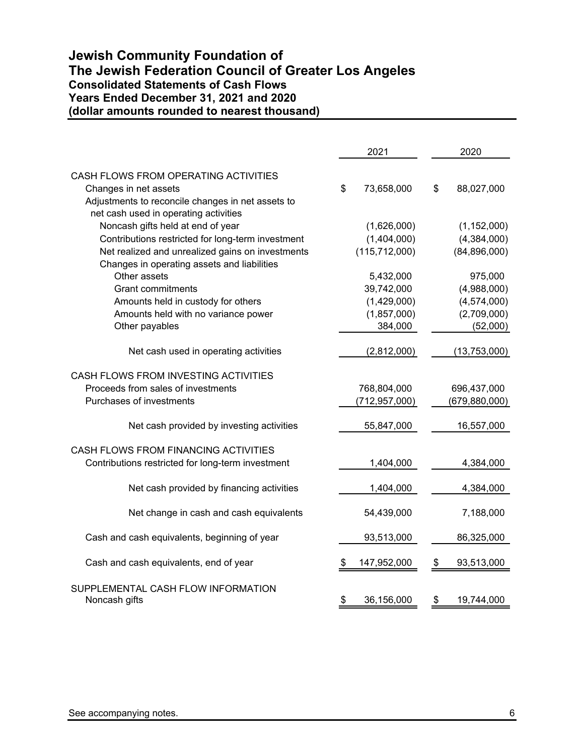# Jewish Community Foundation of The Jewish Federation Council of Greater Los Angeles

## Consolidated Statements of Cash Flows

### Years Ended December 31, 2021 and 2020

### (dollar amounts rounded to nearest thousand)

| | 2021 | 2020 |
|---|---|---|
| CASH FLOWS FROM OPERATING ACTIVITIES | | |
| Changes in net assets | $ 73,658,000 | $ 88,027,000 |
| Adjustments to reconcile changes in net assets to net cash used in operating activities | | |
| Noncash gifts held at end of year | (1,626,000) | (1,152,000) |
| Contributions restricted for long-term investment | (1,404,000) | (4,384,000) |
| Net realized and unrealized gains on investments | (115,712,000) | (84,896,000) |
| Changes in operating assets and liabilities | | |
| Other assets | 5,432,000 | 975,000 |
| Grant commitments | 39,742,000 | (4,988,000) |
| Amounts held in custody for others | (1,429,000) | (4,574,000) |
| Amounts held with no variance power | (1,857,000) | (2,709,000) |
| Other payables | 384,000 | (52,000) |
| Net cash used in operating activities | (2,812,000) | (13,753,000) |
| CASH FLOWS FROM INVESTING ACTIVITIES | | |
| Proceeds from sales of investments | 768,804,000 | 696,437,000 |
| Purchases of investments | (712,957,000) | (679,880,000) |
| Net cash provided by investing activities | 55,847,000 | 16,557,000 |
| CASH FLOWS FROM FINANCING ACTIVITIES | | |
| Contributions restricted for long-term investment | 1,404,000 | 4,384,000 |
| Net cash provided by financing activities | 1,404,000 | 4,384,000 |
| Net change in cash and cash equivalents | 54,439,000 | 7,188,000 |
| Cash and cash equivalents, beginning of year | 93,513,000 | 86,325,000 |
| Cash and cash equivalents, end of year | $ 147,952,000 | $ 93,513,000 |
| SUPPLEMENTAL CASH FLOW INFORMATION | | |
| Noncash gifts | $ 36,156,000 | $ 19,744,000 |

See accompanying notes.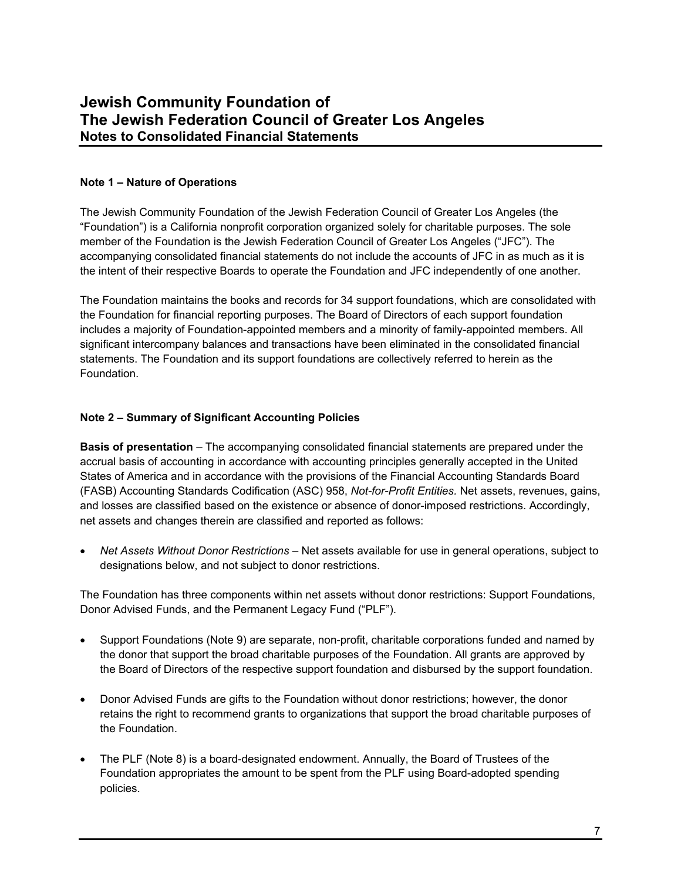# Jewish Community Foundation of The Jewish Federation Council of Greater Los Angeles
## Notes to Consolidated Financial Statements

**Note 1 – Nature of Operations**

The Jewish Community Foundation of the Jewish Federation Council of Greater Los Angeles (the "Foundation") is a California nonprofit corporation organized solely for charitable purposes. The sole member of the Foundation is the Jewish Federation Council of Greater Los Angeles ("JFC"). The accompanying consolidated financial statements do not include the accounts of JFC in as much as it is the intent of their respective Boards to operate the Foundation and JFC independently of one another.

The Foundation maintains the books and records for 34 support foundations, which are consolidated with the Foundation for financial reporting purposes. The Board of Directors of each support foundation includes a majority of Foundation-appointed members and a minority of family-appointed members. All significant intercompany balances and transactions have been eliminated in the consolidated financial statements. The Foundation and its support foundations are collectively referred to herein as the Foundation.

**Note 2 – Summary of Significant Accounting Policies**

**Basis of presentation** – The accompanying consolidated financial statements are prepared under the accrual basis of accounting in accordance with accounting principles generally accepted in the United States of America and in accordance with the provisions of the Financial Accounting Standards Board (FASB) Accounting Standards Codification (ASC) 958, *Not-for-Profit Entities.* Net assets, revenues, gains, and losses are classified based on the existence or absence of donor-imposed restrictions. Accordingly, net assets and changes therein are classified and reported as follows:

- *Net Assets Without Donor Restrictions* – Net assets available for use in general operations, subject to designations below, and not subject to donor restrictions.

The Foundation has three components within net assets without donor restrictions: Support Foundations, Donor Advised Funds, and the Permanent Legacy Fund ("PLF").

- Support Foundations (Note 9) are separate, non-profit, charitable corporations funded and named by the donor that support the broad charitable purposes of the Foundation. All grants are approved by the Board of Directors of the respective support foundation and disbursed by the support foundation.

- Donor Advised Funds are gifts to the Foundation without donor restrictions; however, the donor retains the right to recommend grants to organizations that support the broad charitable purposes of the Foundation.

- The PLF (Note 8) is a board-designated endowment. Annually, the Board of Trustees of the Foundation appropriates the amount to be spent from the PLF using Board-adopted spending policies.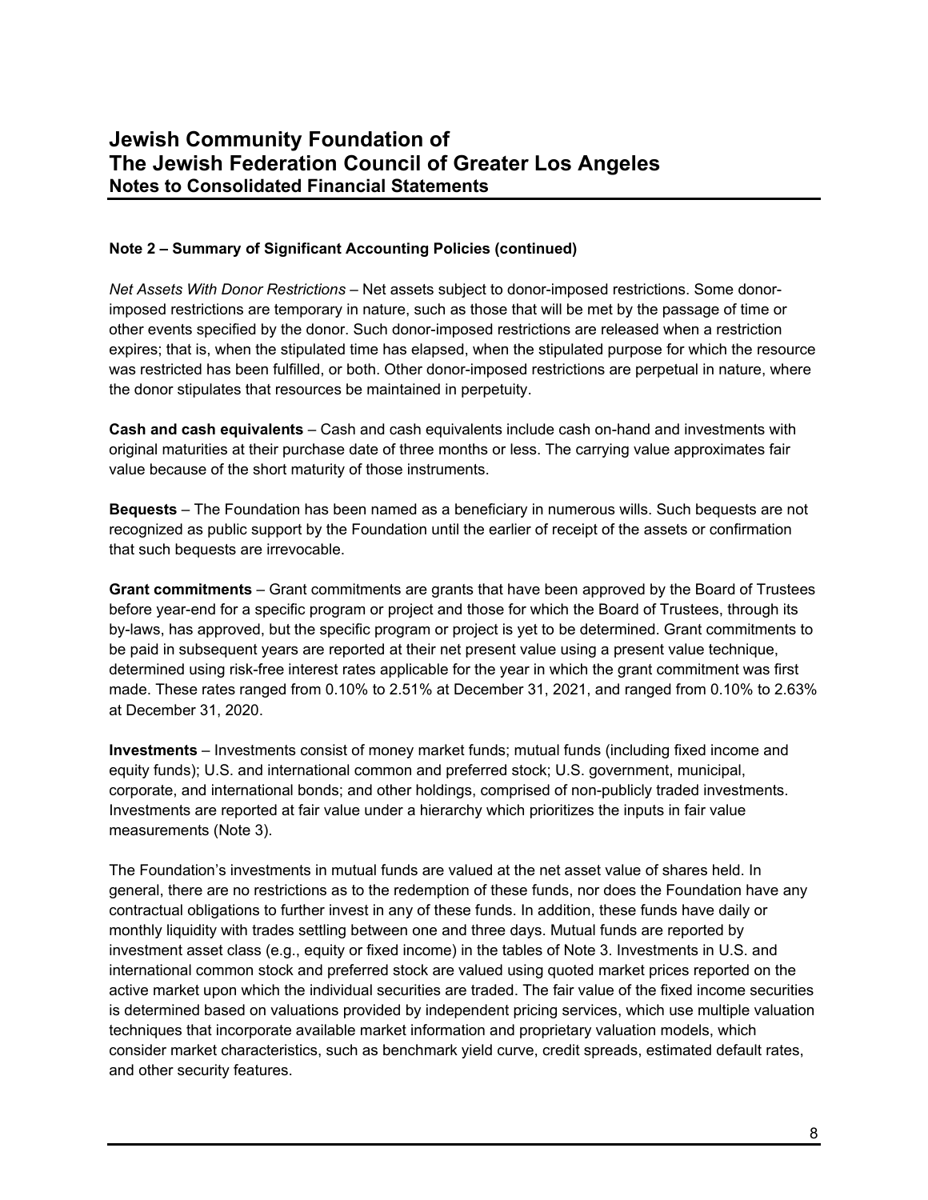## Note 2 – Summary of Significant Accounting Policies (continued)

*Net Assets With Donor Restrictions* – Net assets subject to donor-imposed restrictions. Some donor-imposed restrictions are temporary in nature, such as those that will be met by the passage of time or other events specified by the donor. Such donor-imposed restrictions are released when a restriction expires; that is, when the stipulated time has elapsed, when the stipulated purpose for which the resource was restricted has been fulfilled, or both. Other donor-imposed restrictions are perpetual in nature, where the donor stipulates that resources be maintained in perpetuity.

**Cash and cash equivalents** – Cash and cash equivalents include cash on-hand and investments with original maturities at their purchase date of three months or less. The carrying value approximates fair value because of the short maturity of those instruments.

**Bequests** – The Foundation has been named as a beneficiary in numerous wills. Such bequests are not recognized as public support by the Foundation until the earlier of receipt of the assets or confirmation that such bequests are irrevocable.

**Grant commitments** – Grant commitments are grants that have been approved by the Board of Trustees before year-end for a specific program or project and those for which the Board of Trustees, through its by-laws, has approved, but the specific program or project is yet to be determined. Grant commitments to be paid in subsequent years are reported at their net present value using a present value technique, determined using risk-free interest rates applicable for the year in which the grant commitment was first made. These rates ranged from 0.10% to 2.51% at December 31, 2021, and ranged from 0.10% to 2.63% at December 31, 2020.

**Investments** – Investments consist of money market funds; mutual funds (including fixed income and equity funds); U.S. and international common and preferred stock; U.S. government, municipal, corporate, and international bonds; and other holdings, comprised of non-publicly traded investments. Investments are reported at fair value under a hierarchy which prioritizes the inputs in fair value measurements (Note 3).

The Foundation's investments in mutual funds are valued at the net asset value of shares held. In general, there are no restrictions as to the redemption of these funds, nor does the Foundation have any contractual obligations to further invest in any of these funds. In addition, these funds have daily or monthly liquidity with trades settling between one and three days. Mutual funds are reported by investment asset class (e.g., equity or fixed income) in the tables of Note 3. Investments in U.S. and international common stock and preferred stock are valued using quoted market prices reported on the active market upon which the individual securities are traded. The fair value of the fixed income securities is determined based on valuations provided by independent pricing services, which use multiple valuation techniques that incorporate available market information and proprietary valuation models, which consider market characteristics, such as benchmark yield curve, credit spreads, estimated default rates, and other security features.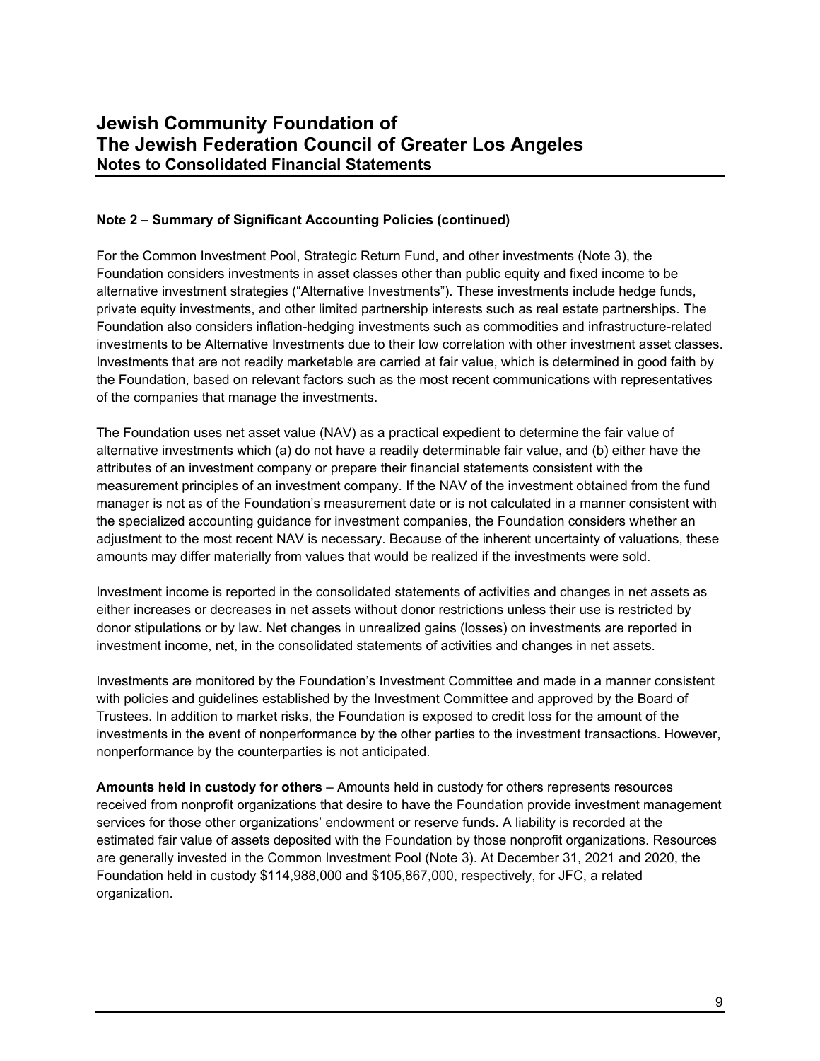**Note 2 – Summary of Significant Accounting Policies (continued)**

For the Common Investment Pool, Strategic Return Fund, and other investments (Note 3), the Foundation considers investments in asset classes other than public equity and fixed income to be alternative investment strategies ("Alternative Investments"). These investments include hedge funds, private equity investments, and other limited partnership interests such as real estate partnerships. The Foundation also considers inflation-hedging investments such as commodities and infrastructure-related investments to be Alternative Investments due to their low correlation with other investment asset classes. Investments that are not readily marketable are carried at fair value, which is determined in good faith by the Foundation, based on relevant factors such as the most recent communications with representatives of the companies that manage the investments.

The Foundation uses net asset value (NAV) as a practical expedient to determine the fair value of alternative investments which (a) do not have a readily determinable fair value, and (b) either have the attributes of an investment company or prepare their financial statements consistent with the measurement principles of an investment company. If the NAV of the investment obtained from the fund manager is not as of the Foundation's measurement date or is not calculated in a manner consistent with the specialized accounting guidance for investment companies, the Foundation considers whether an adjustment to the most recent NAV is necessary. Because of the inherent uncertainty of valuations, these amounts may differ materially from values that would be realized if the investments were sold.

Investment income is reported in the consolidated statements of activities and changes in net assets as either increases or decreases in net assets without donor restrictions unless their use is restricted by donor stipulations or by law. Net changes in unrealized gains (losses) on investments are reported in investment income, net, in the consolidated statements of activities and changes in net assets.

Investments are monitored by the Foundation's Investment Committee and made in a manner consistent with policies and guidelines established by the Investment Committee and approved by the Board of Trustees. In addition to market risks, the Foundation is exposed to credit loss for the amount of the investments in the event of nonperformance by the other parties to the investment transactions. However, nonperformance by the counterparties is not anticipated.

**Amounts held in custody for others** – Amounts held in custody for others represents resources received from nonprofit organizations that desire to have the Foundation provide investment management services for those other organizations' endowment or reserve funds. A liability is recorded at the estimated fair value of assets deposited with the Foundation by those nonprofit organizations. Resources are generally invested in the Common Investment Pool (Note 3). At December 31, 2021 and 2020, the Foundation held in custody $114,988,000 and $105,867,000, respectively, for JFC, a related organization.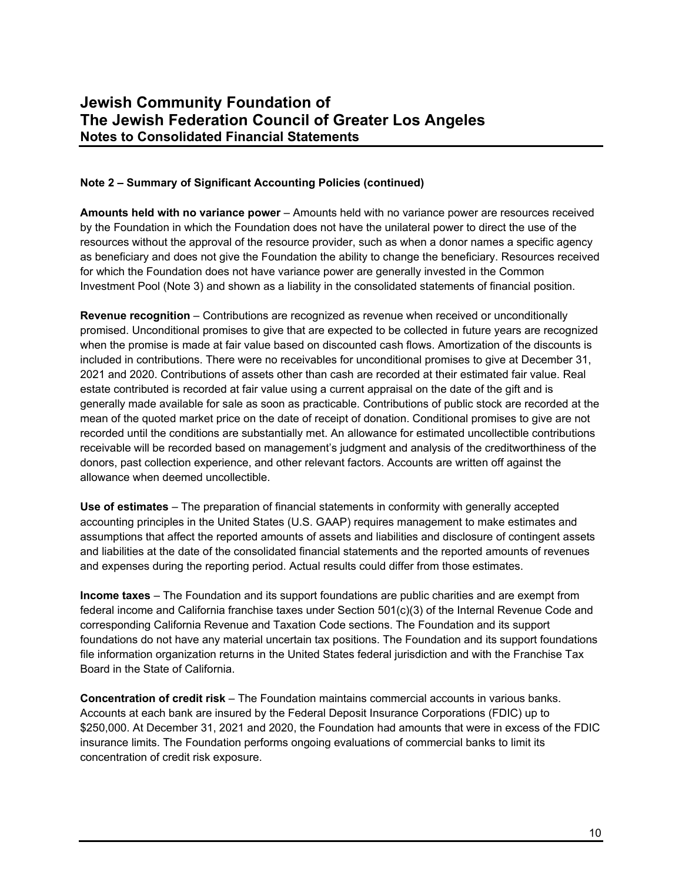# Jewish Community Foundation of The Jewish Federation Council of Greater Los Angeles
## Notes to Consolidated Financial Statements

### Note 2 – Summary of Significant Accounting Policies (continued)

**Amounts held with no variance power** – Amounts held with no variance power are resources received by the Foundation in which the Foundation does not have the unilateral power to direct the use of the resources without the approval of the resource provider, such as when a donor names a specific agency as beneficiary and does not give the Foundation the ability to change the beneficiary. Resources received for which the Foundation does not have variance power are generally invested in the Common Investment Pool (Note 3) and shown as a liability in the consolidated statements of financial position.

**Revenue recognition** – Contributions are recognized as revenue when received or unconditionally promised. Unconditional promises to give that are expected to be collected in future years are recognized when the promise is made at fair value based on discounted cash flows. Amortization of the discounts is included in contributions. There were no receivables for unconditional promises to give at December 31, 2021 and 2020. Contributions of assets other than cash are recorded at their estimated fair value. Real estate contributed is recorded at fair value using a current appraisal on the date of the gift and is generally made available for sale as soon as practicable. Contributions of public stock are recorded at the mean of the quoted market price on the date of receipt of donation. Conditional promises to give are not recorded until the conditions are substantially met. An allowance for estimated uncollectible contributions receivable will be recorded based on management's judgment and analysis of the creditworthiness of the donors, past collection experience, and other relevant factors. Accounts are written off against the allowance when deemed uncollectible.

**Use of estimates** – The preparation of financial statements in conformity with generally accepted accounting principles in the United States (U.S. GAAP) requires management to make estimates and assumptions that affect the reported amounts of assets and liabilities and disclosure of contingent assets and liabilities at the date of the consolidated financial statements and the reported amounts of revenues and expenses during the reporting period. Actual results could differ from those estimates.

**Income taxes** – The Foundation and its support foundations are public charities and are exempt from federal income and California franchise taxes under Section 501(c)(3) of the Internal Revenue Code and corresponding California Revenue and Taxation Code sections. The Foundation and its support foundations do not have any material uncertain tax positions. The Foundation and its support foundations file information organization returns in the United States federal jurisdiction and with the Franchise Tax Board in the State of California.

**Concentration of credit risk** – The Foundation maintains commercial accounts in various banks. Accounts at each bank are insured by the Federal Deposit Insurance Corporations (FDIC) up to $250,000. At December 31, 2021 and 2020, the Foundation had amounts that were in excess of the FDIC insurance limits. The Foundation performs ongoing evaluations of commercial banks to limit its concentration of credit risk exposure.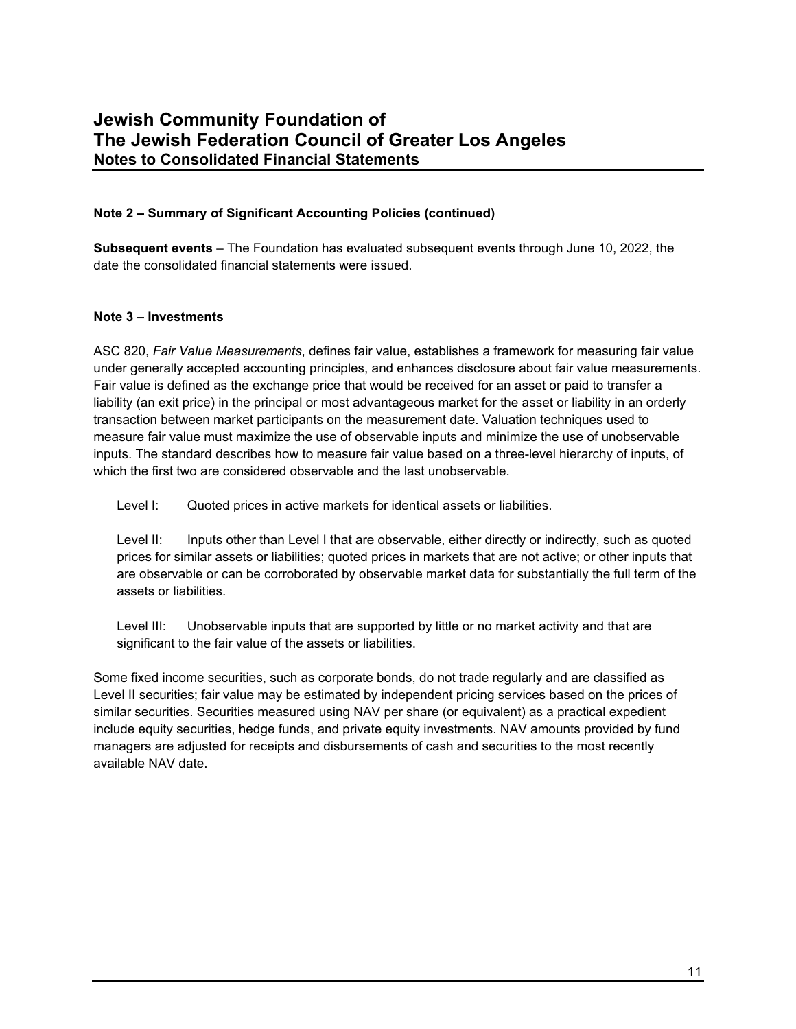## Note 2 – Summary of Significant Accounting Policies (continued)

**Subsequent events** – The Foundation has evaluated subsequent events through June 10, 2022, the date the consolidated financial statements were issued.

## Note 3 – Investments

ASC 820, *Fair Value Measurements*, defines fair value, establishes a framework for measuring fair value under generally accepted accounting principles, and enhances disclosure about fair value measurements. Fair value is defined as the exchange price that would be received for an asset or paid to transfer a liability (an exit price) in the principal or most advantageous market for the asset or liability in an orderly transaction between market participants on the measurement date. Valuation techniques used to measure fair value must maximize the use of observable inputs and minimize the use of unobservable inputs. The standard describes how to measure fair value based on a three-level hierarchy of inputs, of which the first two are considered observable and the last unobservable.

Level I: Quoted prices in active markets for identical assets or liabilities.

Level II: Inputs other than Level I that are observable, either directly or indirectly, such as quoted prices for similar assets or liabilities; quoted prices in markets that are not active; or other inputs that are observable or can be corroborated by observable market data for substantially the full term of the assets or liabilities.

Level III: Unobservable inputs that are supported by little or no market activity and that are significant to the fair value of the assets or liabilities.

Some fixed income securities, such as corporate bonds, do not trade regularly and are classified as Level II securities; fair value may be estimated by independent pricing services based on the prices of similar securities. Securities measured using NAV per share (or equivalent) as a practical expedient include equity securities, hedge funds, and private equity investments. NAV amounts provided by fund managers are adjusted for receipts and disbursements of cash and securities to the most recently available NAV date.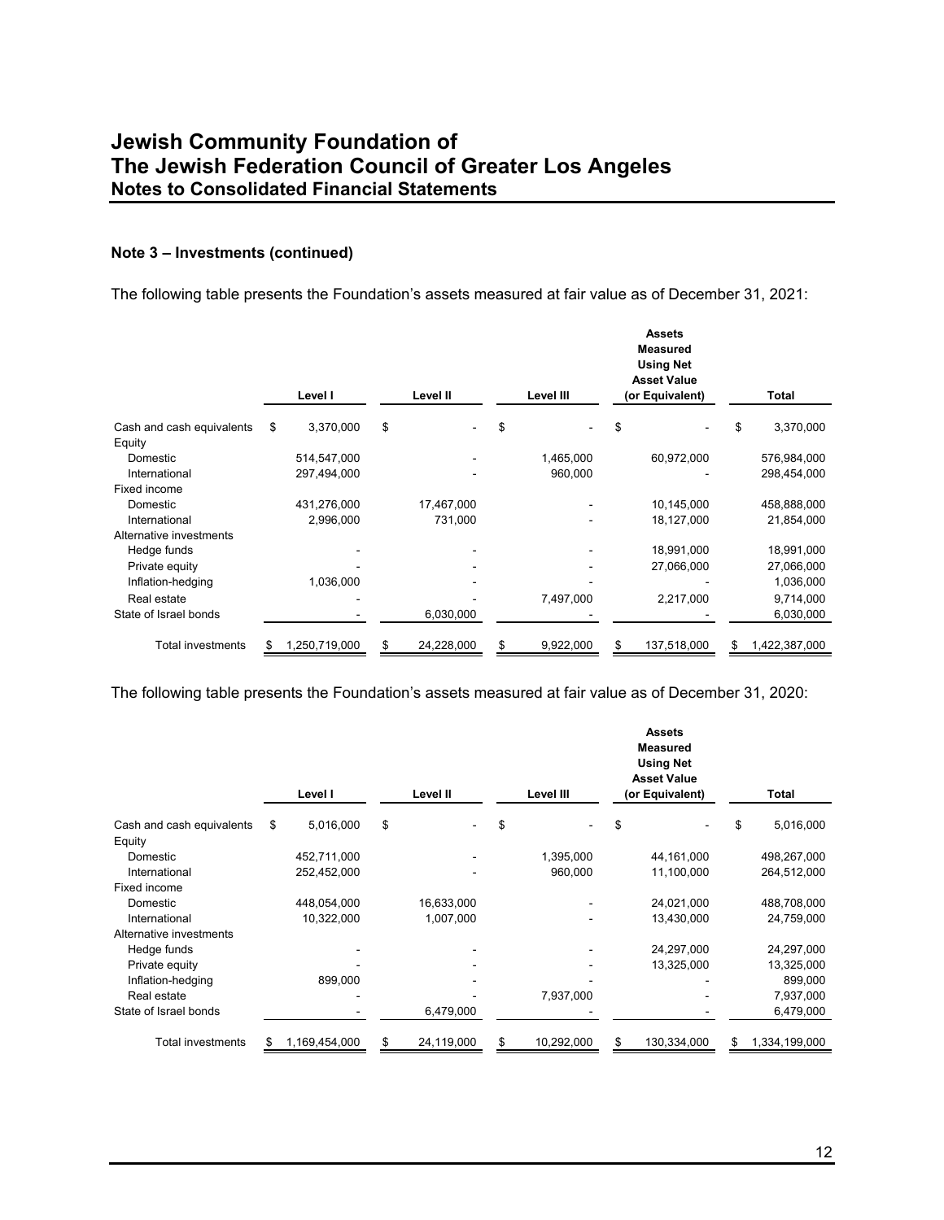# Jewish Community Foundation of The Jewish Federation Council of Greater Los Angeles
## Notes to Consolidated Financial Statements

### Note 3 – Investments (continued)

The following table presents the Foundation's assets measured at fair value as of December 31, 2021:

| | Level I | Level II | Level III | Assets Measured Using Net Asset Value (or Equivalent) | Total |
|---|---|---|---|---|---|
| Cash and cash equivalents | $ 3,370,000 | $ - | $ - | $ - | $ 3,370,000 |
| Equity | | | | | |
| Domestic | 514,547,000 | - | 1,465,000 | 60,972,000 | 576,984,000 |
| International | 297,494,000 | - | 960,000 | - | 298,454,000 |
| Fixed income | | | | | |
| Domestic | 431,276,000 | 17,467,000 | - | 10,145,000 | 458,888,000 |
| International | 2,996,000 | 731,000 | - | 18,127,000 | 21,854,000 |
| Alternative investments | | | | | |
| Hedge funds | - | - | - | 18,991,000 | 18,991,000 |
| Private equity | - | - | - | 27,066,000 | 27,066,000 |
| Inflation-hedging | 1,036,000 | - | - | - | 1,036,000 |
| Real estate | - | - | 7,497,000 | 2,217,000 | 9,714,000 |
| State of Israel bonds | - | 6,030,000 | - | - | 6,030,000 |
| Total investments | $ 1,250,719,000 | $ 24,228,000 | $ 9,922,000 | $ 137,518,000 | $ 1,422,387,000 |

The following table presents the Foundation's assets measured at fair value as of December 31, 2020:

| | Level I | Level II | Level III | Assets Measured Using Net Asset Value (or Equivalent) | Total |
|---|---|---|---|---|---|
| Cash and cash equivalents | $ 5,016,000 | $ - | $ - | $ - | $ 5,016,000 |
| Equity | | | | | |
| Domestic | 452,711,000 | - | 1,395,000 | 44,161,000 | 498,267,000 |
| International | 252,452,000 | - | 960,000 | 11,100,000 | 264,512,000 |
| Fixed income | | | | | |
| Domestic | 448,054,000 | 16,633,000 | - | 24,021,000 | 488,708,000 |
| International | 10,322,000 | 1,007,000 | - | 13,430,000 | 24,759,000 |
| Alternative investments | | | | | |
| Hedge funds | - | - | - | 24,297,000 | 24,297,000 |
| Private equity | - | - | - | 13,325,000 | 13,325,000 |
| Inflation-hedging | 899,000 | - | - | - | 899,000 |
| Real estate | - | - | 7,937,000 | - | 7,937,000 |
| State of Israel bonds | - | 6,479,000 | - | - | 6,479,000 |
| Total investments | $ 1,169,454,000 | $ 24,119,000 | $ 10,292,000 | $ 130,334,000 | $ 1,334,199,000 |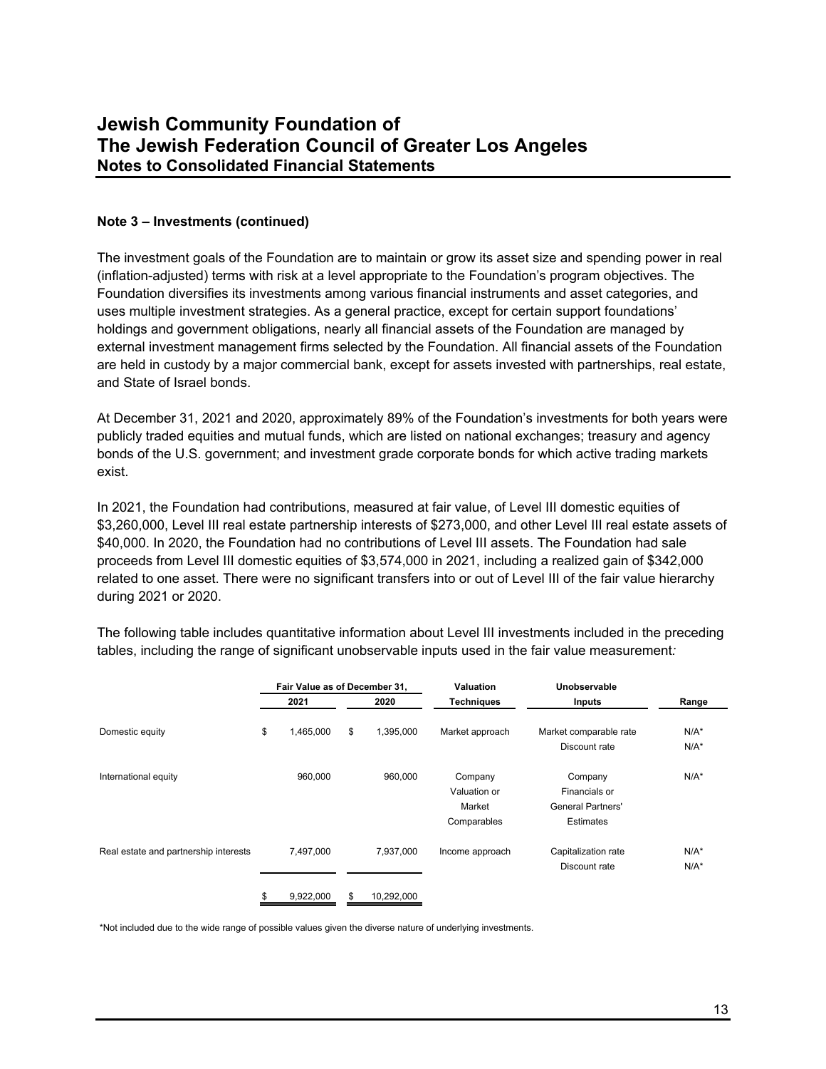# Jewish Community Foundation of The Jewish Federation Council of Greater Los Angeles
## Notes to Consolidated Financial Statements

**Note 3 – Investments (continued)**

The investment goals of the Foundation are to maintain or grow its asset size and spending power in real (inflation-adjusted) terms with risk at a level appropriate to the Foundation's program objectives. The Foundation diversifies its investments among various financial instruments and asset categories, and uses multiple investment strategies. As a general practice, except for certain support foundations' holdings and government obligations, nearly all financial assets of the Foundation are managed by external investment management firms selected by the Foundation. All financial assets of the Foundation are held in custody by a major commercial bank, except for assets invested with partnerships, real estate, and State of Israel bonds.

At December 31, 2021 and 2020, approximately 89% of the Foundation's investments for both years were publicly traded equities and mutual funds, which are listed on national exchanges; treasury and agency bonds of the U.S. government; and investment grade corporate bonds for which active trading markets exist.

In 2021, the Foundation had contributions, measured at fair value, of Level III domestic equities of $3,260,000, Level III real estate partnership interests of $273,000, and other Level III real estate assets of $40,000. In 2020, the Foundation had no contributions of Level III assets. The Foundation had sale proceeds from Level III domestic equities of $3,574,000 in 2021, including a realized gain of $342,000 related to one asset. There were no significant transfers into or out of Level III of the fair value hierarchy during 2021 or 2020.

The following table includes quantitative information about Level III investments included in the preceding tables, including the range of significant unobservable inputs used in the fair value measurement*:*

| | Fair Value as of December 31, | | Valuation | Unobservable | |
|---|---|---|---|---|---|
| | 2021 | 2020 | Techniques | Inputs | Range |
| Domestic equity | $ 1,465,000 | $ 1,395,000 | Market approach | Market comparable rate<br>Discount rate | N/A*<br>N/A* |
| International equity | 960,000 | 960,000 | Company Valuation or Market Comparables | Company Financials or General Partners' Estimates | N/A* |
| Real estate and partnership interests | 7,497,000 | 7,937,000 | Income approach | Capitalization rate<br>Discount rate | N/A*<br>N/A* |
| | $ 9,922,000 | $ 10,292,000 | | | |

*Not included due to the wide range of possible values given the diverse nature of underlying investments.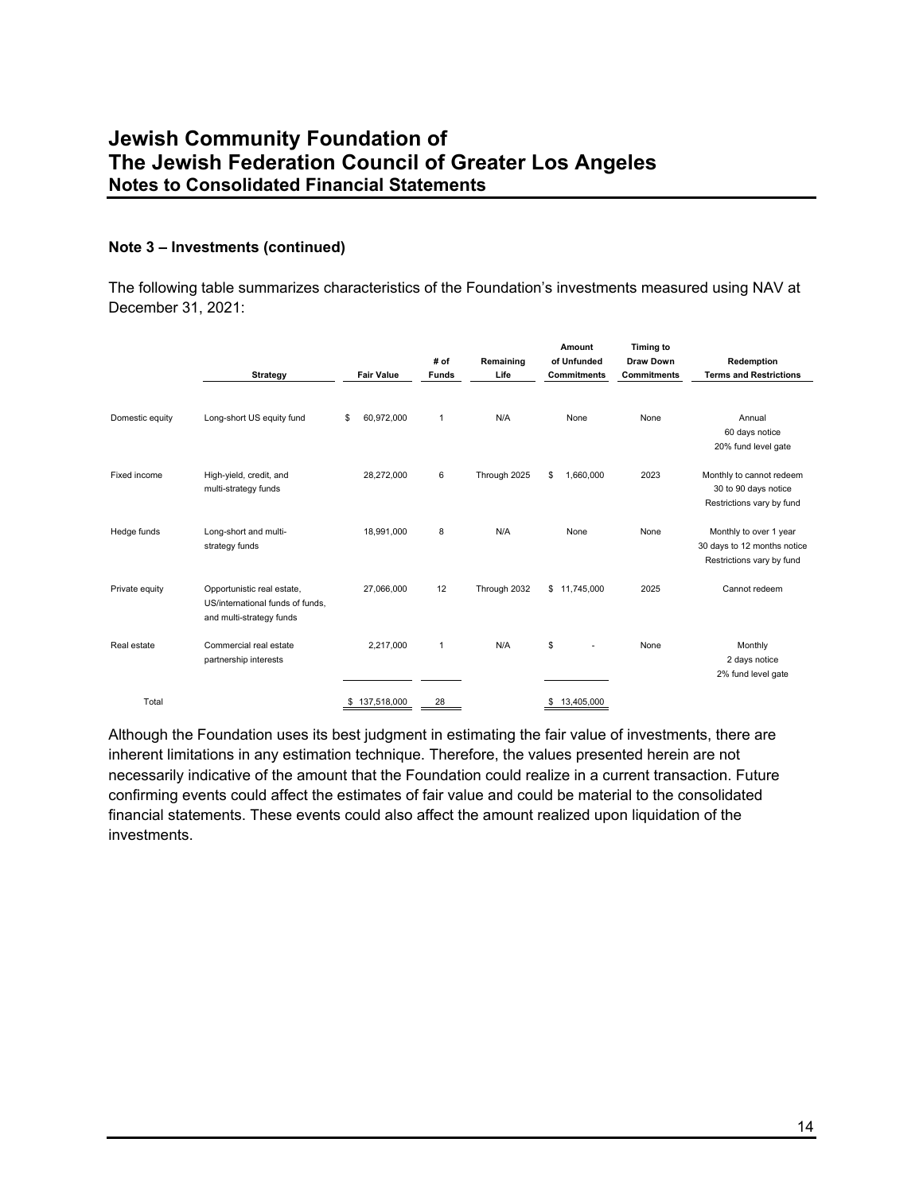## Note 3 – Investments (continued)

The following table summarizes characteristics of the Foundation's investments measured using NAV at December 31, 2021:

| | Strategy | Fair Value | # of Funds | Remaining Life | Amount of Unfunded Commitments | Timing to Draw Down Commitments | Redemption Terms and Restrictions |
|---|---|---|---|---|---|---|---|
| Domestic equity | Long-short US equity fund | $ 60,972,000 | 1 | N/A | None | None | Annual<br>60 days notice<br>20% fund level gate |
| Fixed income | High-yield, credit, and multi-strategy funds | 28,272,000 | 6 | Through 2025 | $ 1,660,000 | 2023 | Monthly to cannot redeem<br>30 to 90 days notice<br>Restrictions vary by fund |
| Hedge funds | Long-short and multi-strategy funds | 18,991,000 | 8 | N/A | None | None | Monthly to over 1 year<br>30 days to 12 months notice<br>Restrictions vary by fund |
| Private equity | Opportunistic real estate, US/international funds of funds, and multi-strategy funds | 27,066,000 | 12 | Through 2032 | $ 11,745,000 | 2025 | Cannot redeem |
| Real estate | Commercial real estate partnership interests | 2,217,000 | 1 | N/A | $ - | None | Monthly<br>2 days notice<br>2% fund level gate |
| Total | | $ 137,518,000 | 28 | | $ 13,405,000 | | |

Although the Foundation uses its best judgment in estimating the fair value of investments, there are inherent limitations in any estimation technique. Therefore, the values presented herein are not necessarily indicative of the amount that the Foundation could realize in a current transaction. Future confirming events could affect the estimates of fair value and could be material to the consolidated financial statements. These events could also affect the amount realized upon liquidation of the investments.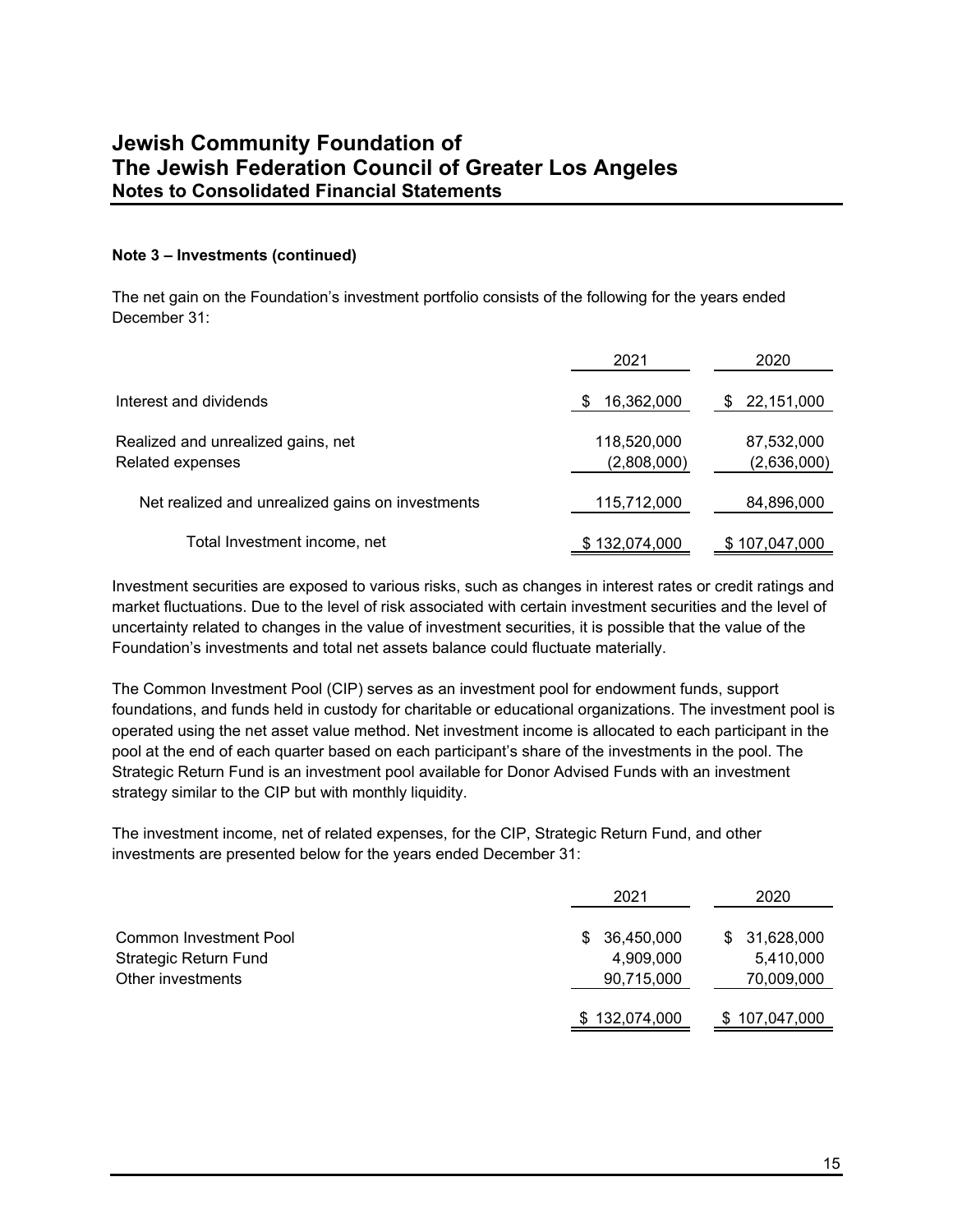# Jewish Community Foundation of The Jewish Federation Council of Greater Los Angeles

## Notes to Consolidated Financial Statements

**Note 3 – Investments (continued)**

The net gain on the Foundation's investment portfolio consists of the following for the years ended December 31:

| | 2021 | 2020 |
|---|---|---|
| Interest and dividends | $ 16,362,000 | $ 22,151,000 |
| Realized and unrealized gains, net | 118,520,000 | 87,532,000 |
| Related expenses | (2,808,000) | (2,636,000) |
| Net realized and unrealized gains on investments | 115,712,000 | 84,896,000 |
| Total Investment income, net | $ 132,074,000 | $ 107,047,000 |

Investment securities are exposed to various risks, such as changes in interest rates or credit ratings and market fluctuations. Due to the level of risk associated with certain investment securities and the level of uncertainty related to changes in the value of investment securities, it is possible that the value of the Foundation's investments and total net assets balance could fluctuate materially.

The Common Investment Pool (CIP) serves as an investment pool for endowment funds, support foundations, and funds held in custody for charitable or educational organizations. The investment pool is operated using the net asset value method. Net investment income is allocated to each participant in the pool at the end of each quarter based on each participant's share of the investments in the pool. The Strategic Return Fund is an investment pool available for Donor Advised Funds with an investment strategy similar to the CIP but with monthly liquidity.

The investment income, net of related expenses, for the CIP, Strategic Return Fund, and other investments are presented below for the years ended December 31:

| | 2021 | 2020 |
|---|---|---|
| Common Investment Pool | $ 36,450,000 | $ 31,628,000 |
| Strategic Return Fund | 4,909,000 | 5,410,000 |
| Other investments | 90,715,000 | 70,009,000 |
| | $ 132,074,000 | $ 107,047,000 |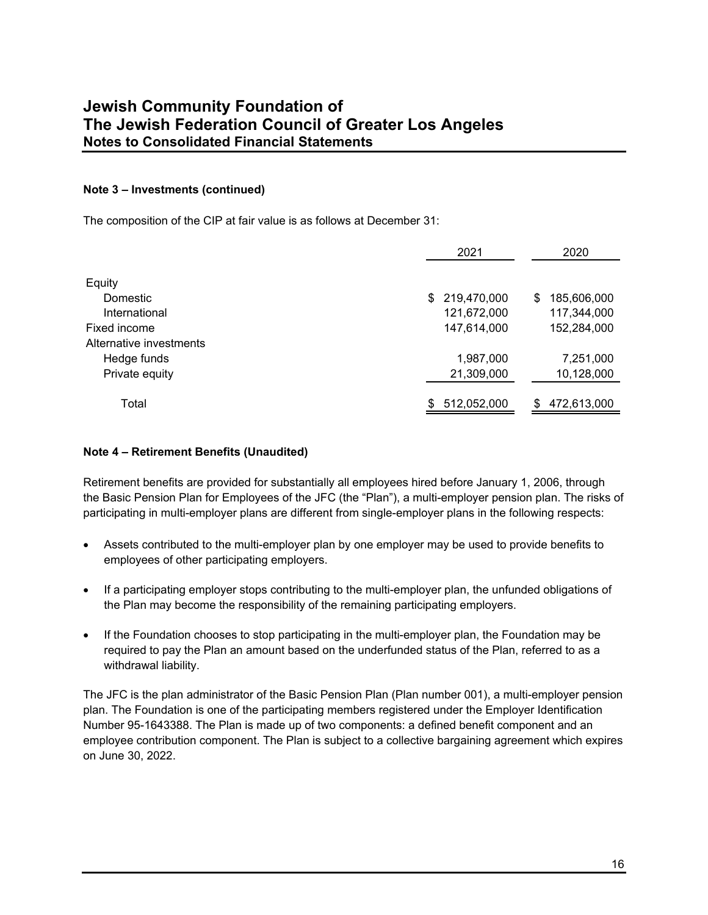**Note 3 – Investments (continued)**

The composition of the CIP at fair value is as follows at December 31:

| | 2021 | 2020 |
|---|---|---|
| Equity | | |
| Domestic | $ 219,470,000 | $ 185,606,000 |
| International | 121,672,000 | 117,344,000 |
| Fixed income | 147,614,000 | 152,284,000 |
| Alternative investments | | |
| Hedge funds | 1,987,000 | 7,251,000 |
| Private equity | 21,309,000 | 10,128,000 |
| Total | $ 512,052,000 | $ 472,613,000 |

**Note 4 – Retirement Benefits (Unaudited)**

Retirement benefits are provided for substantially all employees hired before January 1, 2006, through the Basic Pension Plan for Employees of the JFC (the "Plan"), a multi-employer pension plan. The risks of participating in multi-employer plans are different from single-employer plans in the following respects:

- Assets contributed to the multi-employer plan by one employer may be used to provide benefits to employees of other participating employers.
- If a participating employer stops contributing to the multi-employer plan, the unfunded obligations of the Plan may become the responsibility of the remaining participating employers.
- If the Foundation chooses to stop participating in the multi-employer plan, the Foundation may be required to pay the Plan an amount based on the underfunded status of the Plan, referred to as a withdrawal liability.

The JFC is the plan administrator of the Basic Pension Plan (Plan number 001), a multi-employer pension plan. The Foundation is one of the participating members registered under the Employer Identification Number 95-1643388. The Plan is made up of two components: a defined benefit component and an employee contribution component. The Plan is subject to a collective bargaining agreement which expires on June 30, 2022.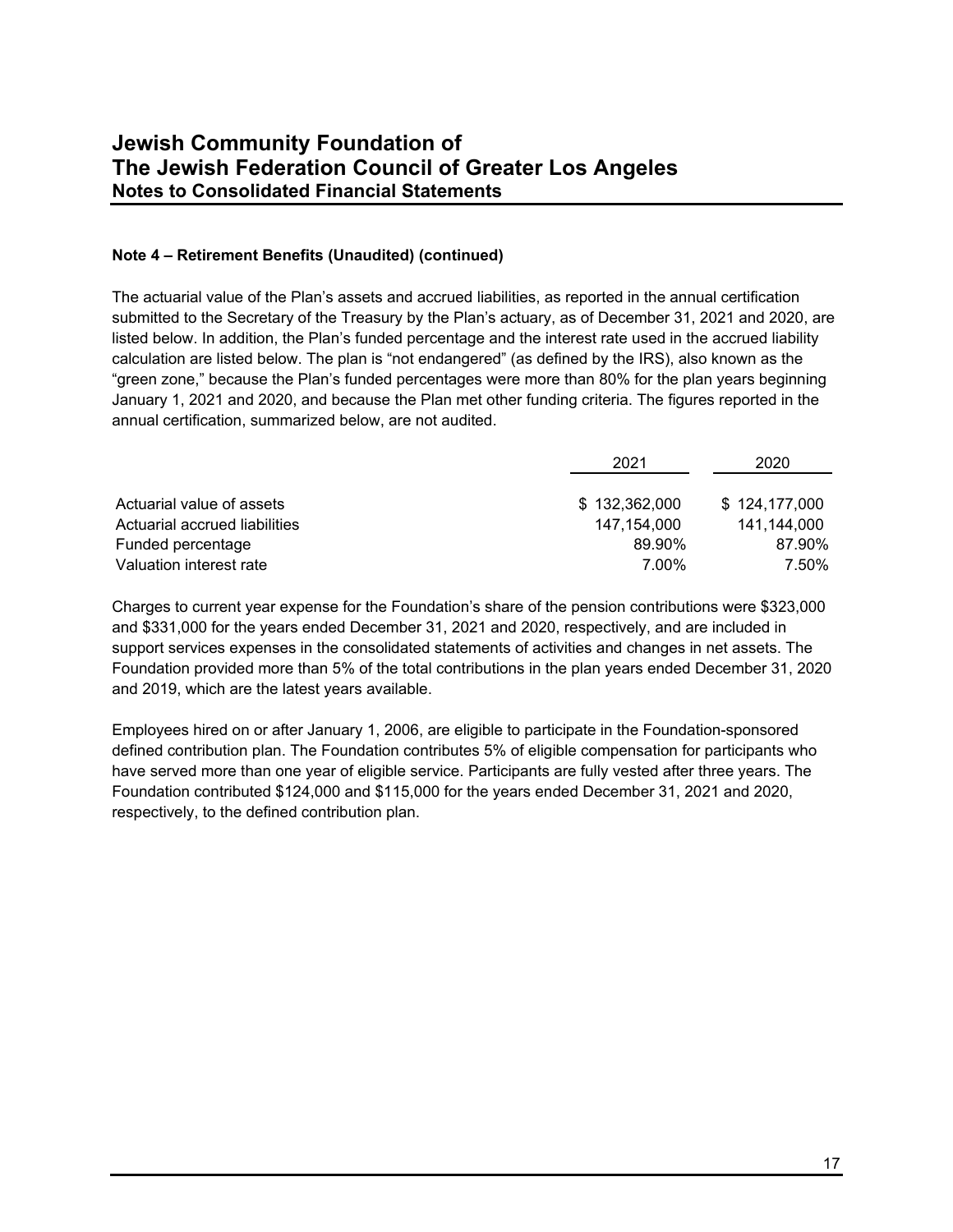**Note 4 – Retirement Benefits (Unaudited) (continued)**

The actuarial value of the Plan's assets and accrued liabilities, as reported in the annual certification submitted to the Secretary of the Treasury by the Plan's actuary, as of December 31, 2021 and 2020, are listed below. In addition, the Plan's funded percentage and the interest rate used in the accrued liability calculation are listed below. The plan is "not endangered" (as defined by the IRS), also known as the "green zone," because the Plan's funded percentages were more than 80% for the plan years beginning January 1, 2021 and 2020, and because the Plan met other funding criteria. The figures reported in the annual certification, summarized below, are not audited.

| | 2021 | 2020 |
|---|---|---|
| Actuarial value of assets | $ 132,362,000 | $ 124,177,000 |
| Actuarial accrued liabilities | 147,154,000 | 141,144,000 |
| Funded percentage | 89.90% | 87.90% |
| Valuation interest rate | 7.00% | 7.50% |

Charges to current year expense for the Foundation's share of the pension contributions were $323,000 and $331,000 for the years ended December 31, 2021 and 2020, respectively, and are included in support services expenses in the consolidated statements of activities and changes in net assets. The Foundation provided more than 5% of the total contributions in the plan years ended December 31, 2020 and 2019, which are the latest years available.

Employees hired on or after January 1, 2006, are eligible to participate in the Foundation-sponsored defined contribution plan. The Foundation contributes 5% of eligible compensation for participants who have served more than one year of eligible service. Participants are fully vested after three years. The Foundation contributed $124,000 and $115,000 for the years ended December 31, 2021 and 2020, respectively, to the defined contribution plan.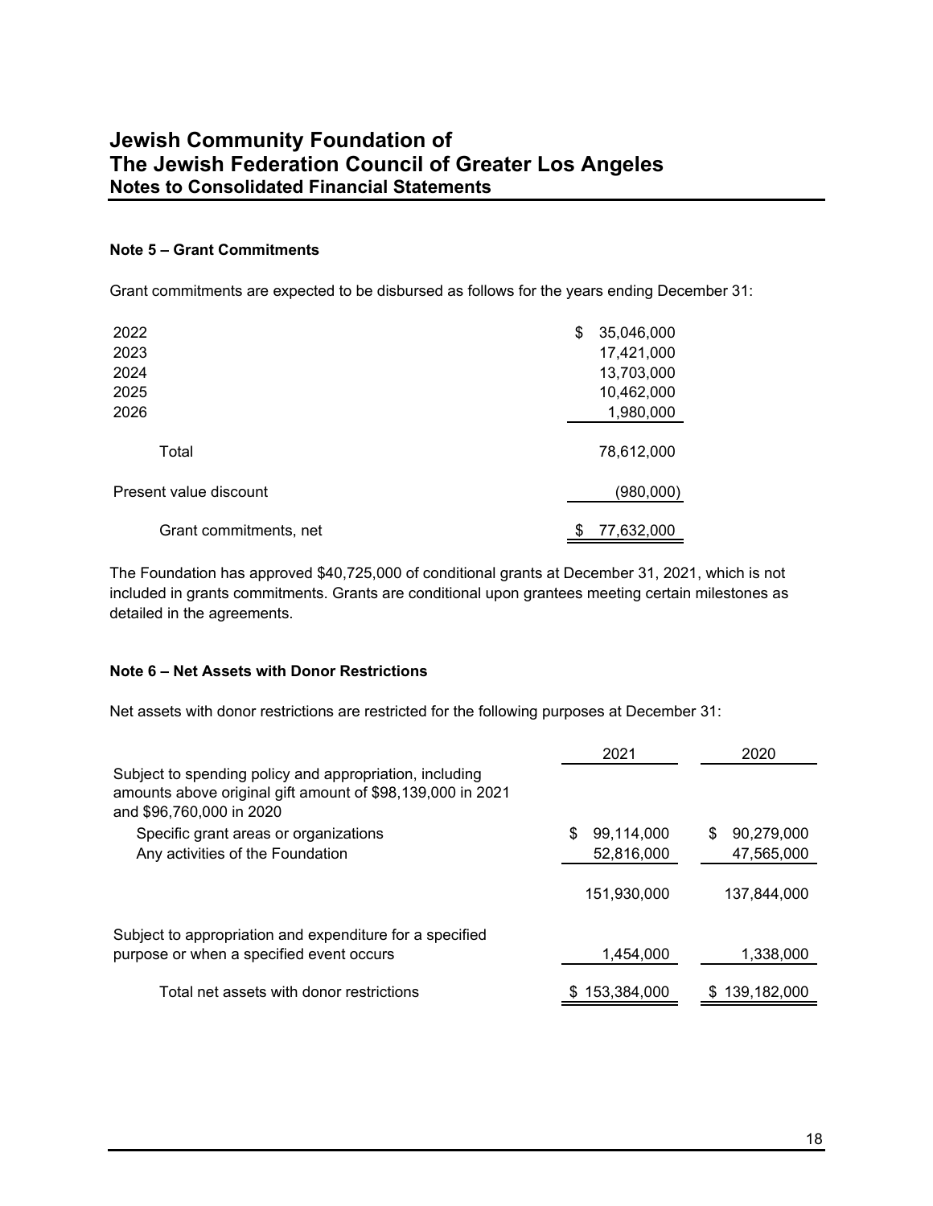# Jewish Community Foundation of The Jewish Federation Council of Greater Los Angeles
## Notes to Consolidated Financial Statements

### Note 5 – Grant Commitments

Grant commitments are expected to be disbursed as follows for the years ending December 31:

| | |
|---|---|
| 2022 | $ 35,046,000 |
| 2023 | 17,421,000 |
| 2024 | 13,703,000 |
| 2025 | 10,462,000 |
| 2026 | 1,980,000 |
| Total | 78,612,000 |
| Present value discount | (980,000) |
| Grant commitments, net | $ 77,632,000 |

The Foundation has approved $40,725,000 of conditional grants at December 31, 2021, which is not included in grants commitments. Grants are conditional upon grantees meeting certain milestones as detailed in the agreements.

### Note 6 – Net Assets with Donor Restrictions

Net assets with donor restrictions are restricted for the following purposes at December 31:

| | 2021 | 2020 |
|---|---|---|
| Subject to spending policy and appropriation, including amounts above original gift amount of $98,139,000 in 2021 and $96,760,000 in 2020 | | |
| Specific grant areas or organizations | $ 99,114,000 | $ 90,279,000 |
| Any activities of the Foundation | 52,816,000 | 47,565,000 |
| | 151,930,000 | 137,844,000 |
| Subject to appropriation and expenditure for a specified purpose or when a specified event occurs | 1,454,000 | 1,338,000 |
| Total net assets with donor restrictions | $ 153,384,000 | $ 139,182,000 |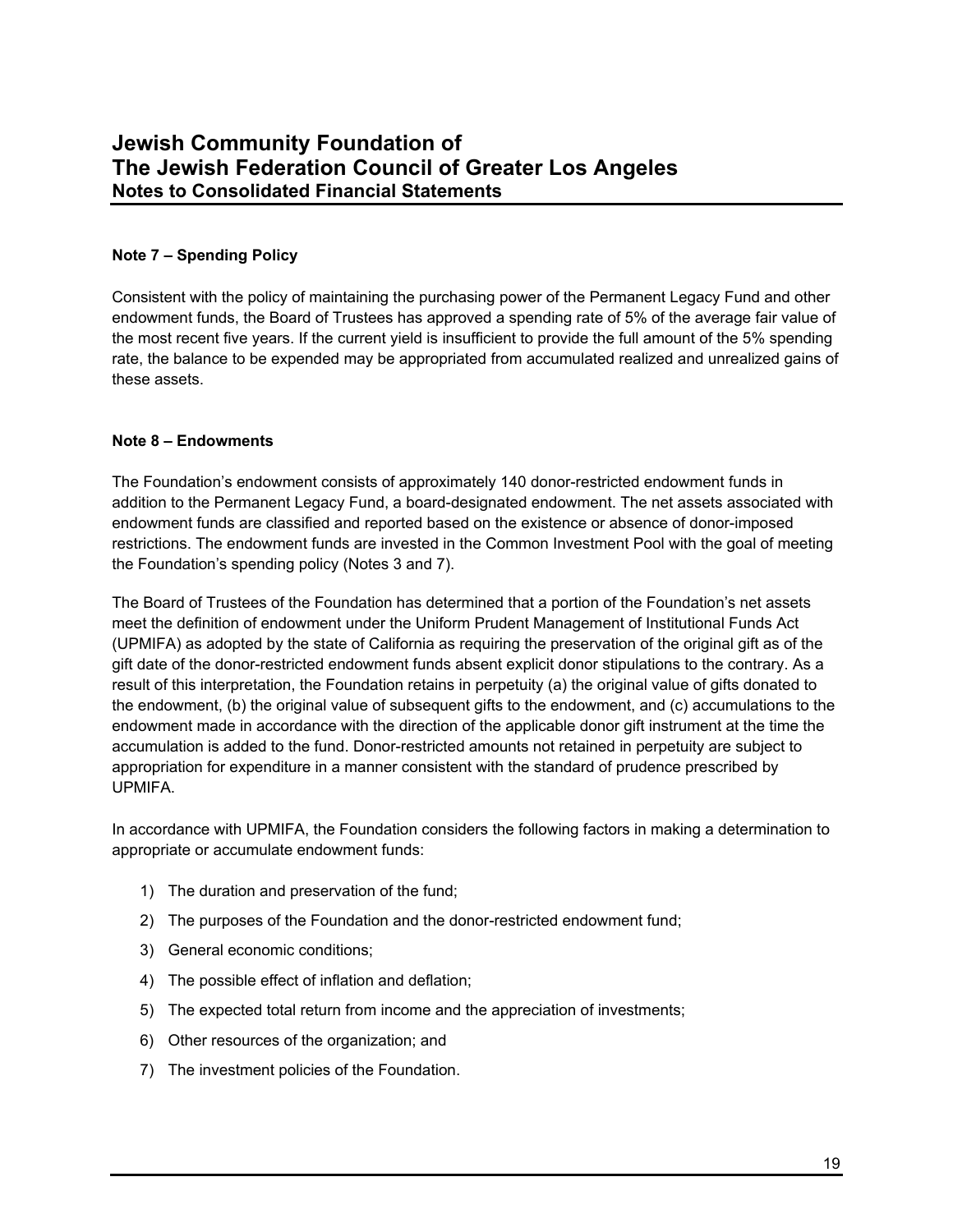### Note 7 – Spending Policy

Consistent with the policy of maintaining the purchasing power of the Permanent Legacy Fund and other endowment funds, the Board of Trustees has approved a spending rate of 5% of the average fair value of the most recent five years. If the current yield is insufficient to provide the full amount of the 5% spending rate, the balance to be expended may be appropriated from accumulated realized and unrealized gains of these assets.

### Note 8 – Endowments

The Foundation's endowment consists of approximately 140 donor-restricted endowment funds in addition to the Permanent Legacy Fund, a board-designated endowment. The net assets associated with endowment funds are classified and reported based on the existence or absence of donor-imposed restrictions. The endowment funds are invested in the Common Investment Pool with the goal of meeting the Foundation's spending policy (Notes 3 and 7).

The Board of Trustees of the Foundation has determined that a portion of the Foundation's net assets meet the definition of endowment under the Uniform Prudent Management of Institutional Funds Act (UPMIFA) as adopted by the state of California as requiring the preservation of the original gift as of the gift date of the donor-restricted endowment funds absent explicit donor stipulations to the contrary. As a result of this interpretation, the Foundation retains in perpetuity (a) the original value of gifts donated to the endowment, (b) the original value of subsequent gifts to the endowment, and (c) accumulations to the endowment made in accordance with the direction of the applicable donor gift instrument at the time the accumulation is added to the fund. Donor-restricted amounts not retained in perpetuity are subject to appropriation for expenditure in a manner consistent with the standard of prudence prescribed by UPMIFA.

In accordance with UPMIFA, the Foundation considers the following factors in making a determination to appropriate or accumulate endowment funds:

1) The duration and preservation of the fund;
2) The purposes of the Foundation and the donor-restricted endowment fund;
3) General economic conditions;
4) The possible effect of inflation and deflation;
5) The expected total return from income and the appreciation of investments;
6) Other resources of the organization; and
7) The investment policies of the Foundation.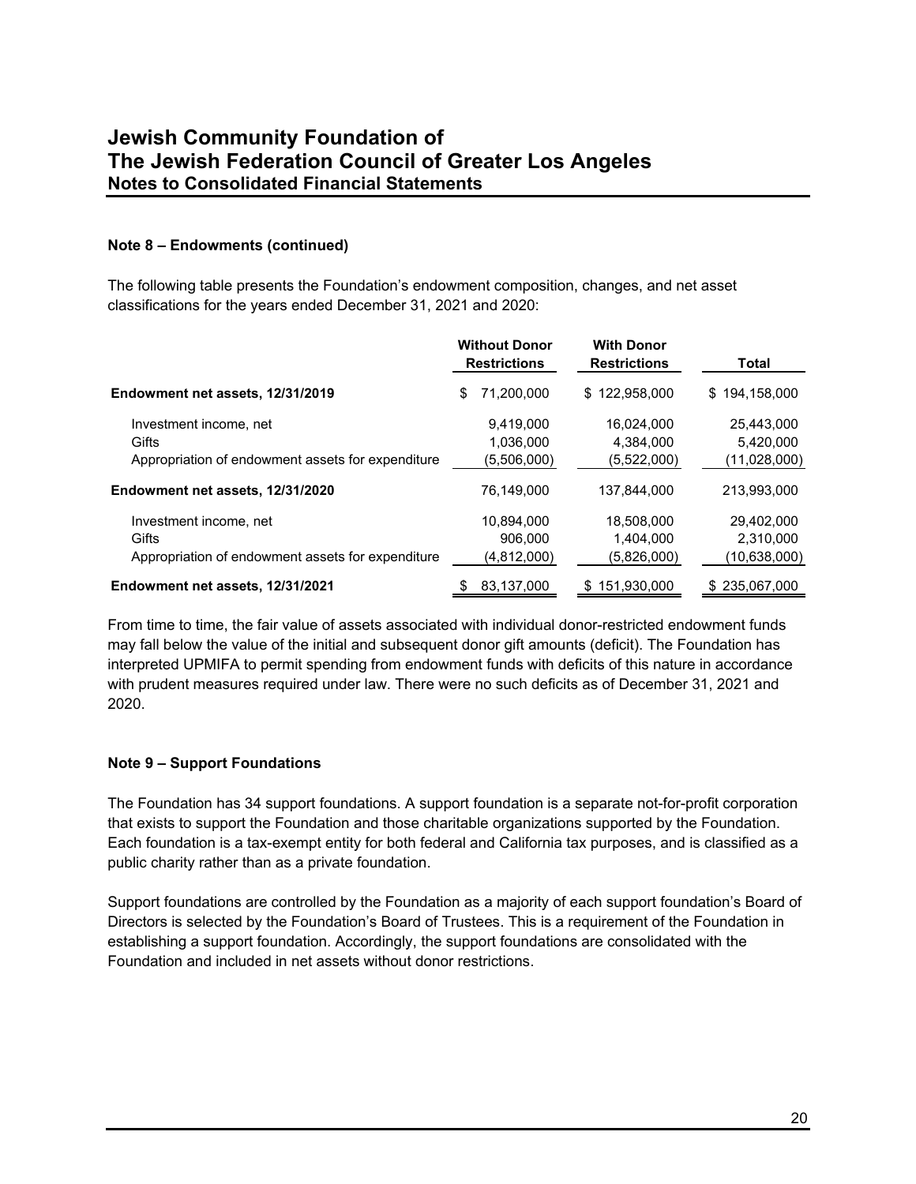# Jewish Community Foundation of The Jewish Federation Council of Greater Los Angeles
## Notes to Consolidated Financial Statements

### Note 8 – Endowments (continued)

The following table presents the Foundation's endowment composition, changes, and net asset classifications for the years ended December 31, 2021 and 2020:

| | Without Donor Restrictions | With Donor Restrictions | Total |
|---|---|---|---|
| **Endowment net assets, 12/31/2019** | $ 71,200,000 | $ 122,958,000 | $ 194,158,000 |
| Investment income, net | 9,419,000 | 16,024,000 | 25,443,000 |
| Gifts | 1,036,000 | 4,384,000 | 5,420,000 |
| Appropriation of endowment assets for expenditure | (5,506,000) | (5,522,000) | (11,028,000) |
| **Endowment net assets, 12/31/2020** | 76,149,000 | 137,844,000 | 213,993,000 |
| Investment income, net | 10,894,000 | 18,508,000 | 29,402,000 |
| Gifts | 906,000 | 1,404,000 | 2,310,000 |
| Appropriation of endowment assets for expenditure | (4,812,000) | (5,826,000) | (10,638,000) |
| **Endowment net assets, 12/31/2021** | $ 83,137,000 | $ 151,930,000 | $ 235,067,000 |

From time to time, the fair value of assets associated with individual donor-restricted endowment funds may fall below the value of the initial and subsequent donor gift amounts (deficit). The Foundation has interpreted UPMIFA to permit spending from endowment funds with deficits of this nature in accordance with prudent measures required under law. There were no such deficits as of December 31, 2021 and 2020.

### Note 9 – Support Foundations

The Foundation has 34 support foundations. A support foundation is a separate not-for-profit corporation that exists to support the Foundation and those charitable organizations supported by the Foundation. Each foundation is a tax-exempt entity for both federal and California tax purposes, and is classified as a public charity rather than as a private foundation.

Support foundations are controlled by the Foundation as a majority of each support foundation's Board of Directors is selected by the Foundation's Board of Trustees. This is a requirement of the Foundation in establishing a support foundation. Accordingly, the support foundations are consolidated with the Foundation and included in net assets without donor restrictions.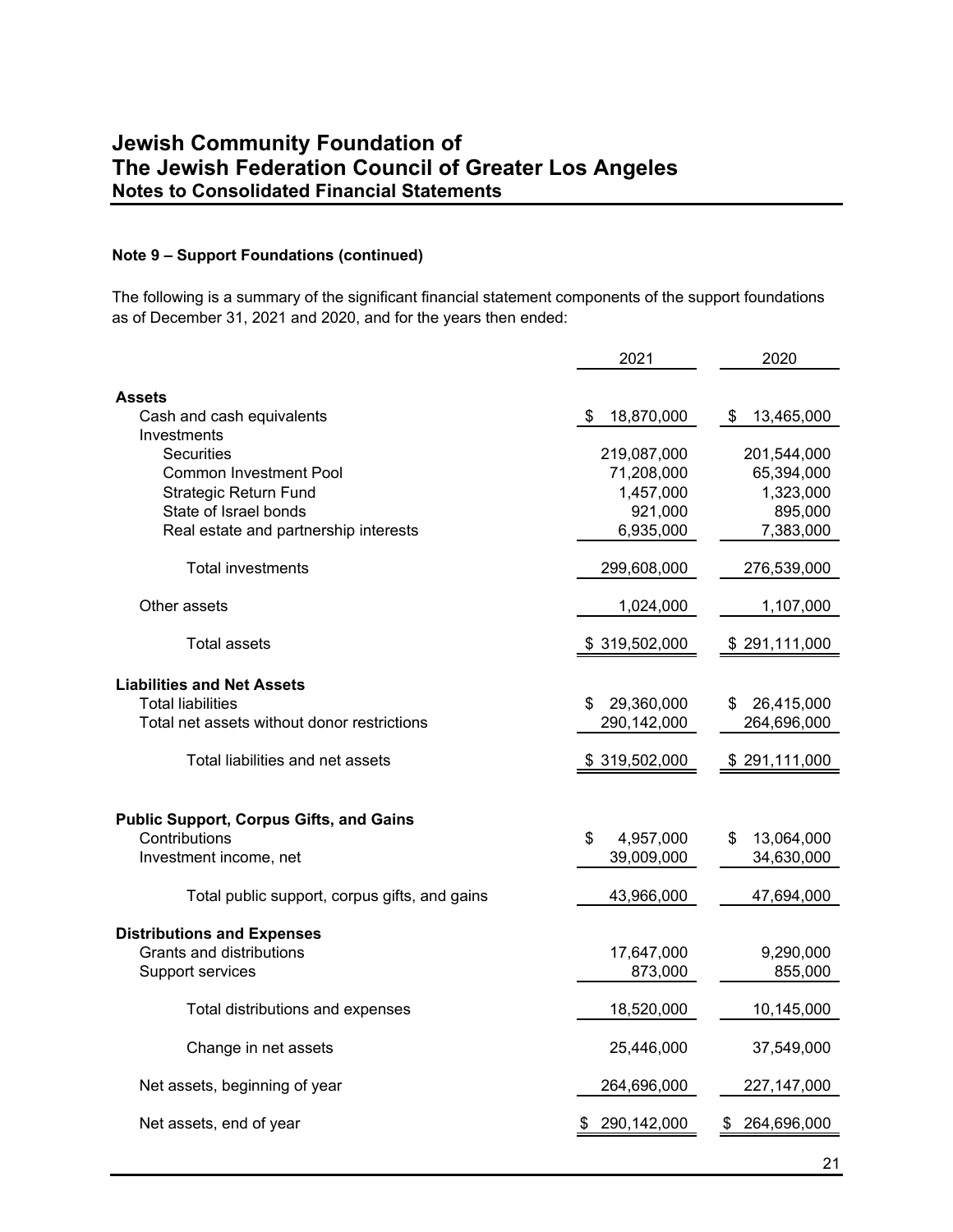## Jewish Community Foundation of The Jewish Federation Council of Greater Los Angeles
### Notes to Consolidated Financial Statements

**Note 9 – Support Foundations (continued)**

The following is a summary of the significant financial statement components of the support foundations as of December 31, 2021 and 2020, and for the years then ended:

| | 2021 | 2020 |
|---|---|---|
| **Assets** | | |
| Cash and cash equivalents | $ 18,870,000 | $ 13,465,000 |
| Investments | | |
| Securities | 219,087,000 | 201,544,000 |
| Common Investment Pool | 71,208,000 | 65,394,000 |
| Strategic Return Fund | 1,457,000 | 1,323,000 |
| State of Israel bonds | 921,000 | 895,000 |
| Real estate and partnership interests | 6,935,000 | 7,383,000 |
| Total investments | 299,608,000 | 276,539,000 |
| Other assets | 1,024,000 | 1,107,000 |
| Total assets | $ 319,502,000 | $ 291,111,000 |
| **Liabilities and Net Assets** | | |
| Total liabilities | $ 29,360,000 | $ 26,415,000 |
| Total net assets without donor restrictions | 290,142,000 | 264,696,000 |
| Total liabilities and net assets | $ 319,502,000 | $ 291,111,000 |
| **Public Support, Corpus Gifts, and Gains** | | |
| Contributions | $ 4,957,000 | $ 13,064,000 |
| Investment income, net | 39,009,000 | 34,630,000 |
| Total public support, corpus gifts, and gains | 43,966,000 | 47,694,000 |
| **Distributions and Expenses** | | |
| Grants and distributions | 17,647,000 | 9,290,000 |
| Support services | 873,000 | 855,000 |
| Total distributions and expenses | 18,520,000 | 10,145,000 |
| Change in net assets | 25,446,000 | 37,549,000 |
| Net assets, beginning of year | 264,696,000 | 227,147,000 |
| Net assets, end of year | $ 290,142,000 | $ 264,696,000 |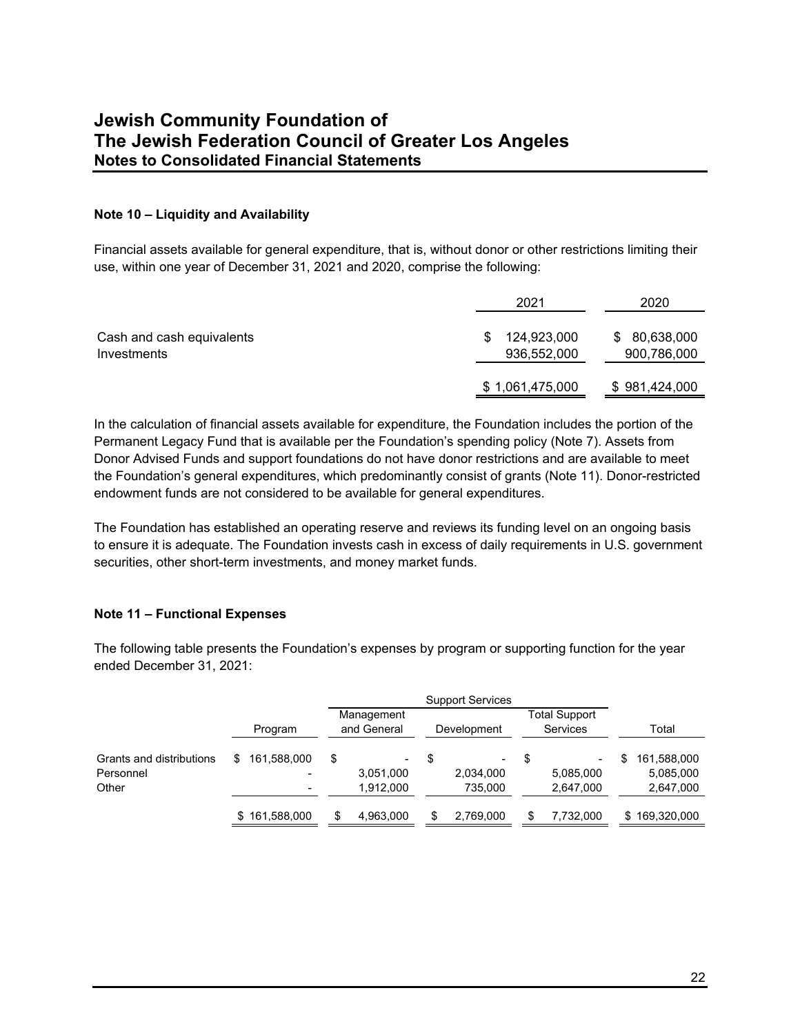# Jewish Community Foundation of The Jewish Federation Council of Greater Los Angeles
## Notes to Consolidated Financial Statements

### Note 10 – Liquidity and Availability

Financial assets available for general expenditure, that is, without donor or other restrictions limiting their use, within one year of December 31, 2021 and 2020, comprise the following:

| | 2021 | 2020 |
|---|---|---|
| Cash and cash equivalents | $ 124,923,000 | $ 80,638,000 |
| Investments | 936,552,000 | 900,786,000 |
| | $ 1,061,475,000 | $ 981,424,000 |

In the calculation of financial assets available for expenditure, the Foundation includes the portion of the Permanent Legacy Fund that is available per the Foundation's spending policy (Note 7). Assets from Donor Advised Funds and support foundations do not have donor restrictions and are available to meet the Foundation's general expenditures, which predominantly consist of grants (Note 11). Donor-restricted endowment funds are not considered to be available for general expenditures.

The Foundation has established an operating reserve and reviews its funding level on an ongoing basis to ensure it is adequate. The Foundation invests cash in excess of daily requirements in U.S. government securities, other short-term investments, and money market funds.

### Note 11 – Functional Expenses

The following table presents the Foundation's expenses by program or supporting function for the year ended December 31, 2021:

| | | Support Services | | | |
|---|---|---|---|---|---|
| | Program | Management and General | Development | Total Support Services | Total |
| Grants and distributions | $ 161,588,000 | $ - | $ - | $ - | $ 161,588,000 |
| Personnel | - | 3,051,000 | 2,034,000 | 5,085,000 | 5,085,000 |
| Other | - | 1,912,000 | 735,000 | 2,647,000 | 2,647,000 |
| | $ 161,588,000 | $ 4,963,000 | $ 2,769,000 | $ 7,732,000 | $ 169,320,000 |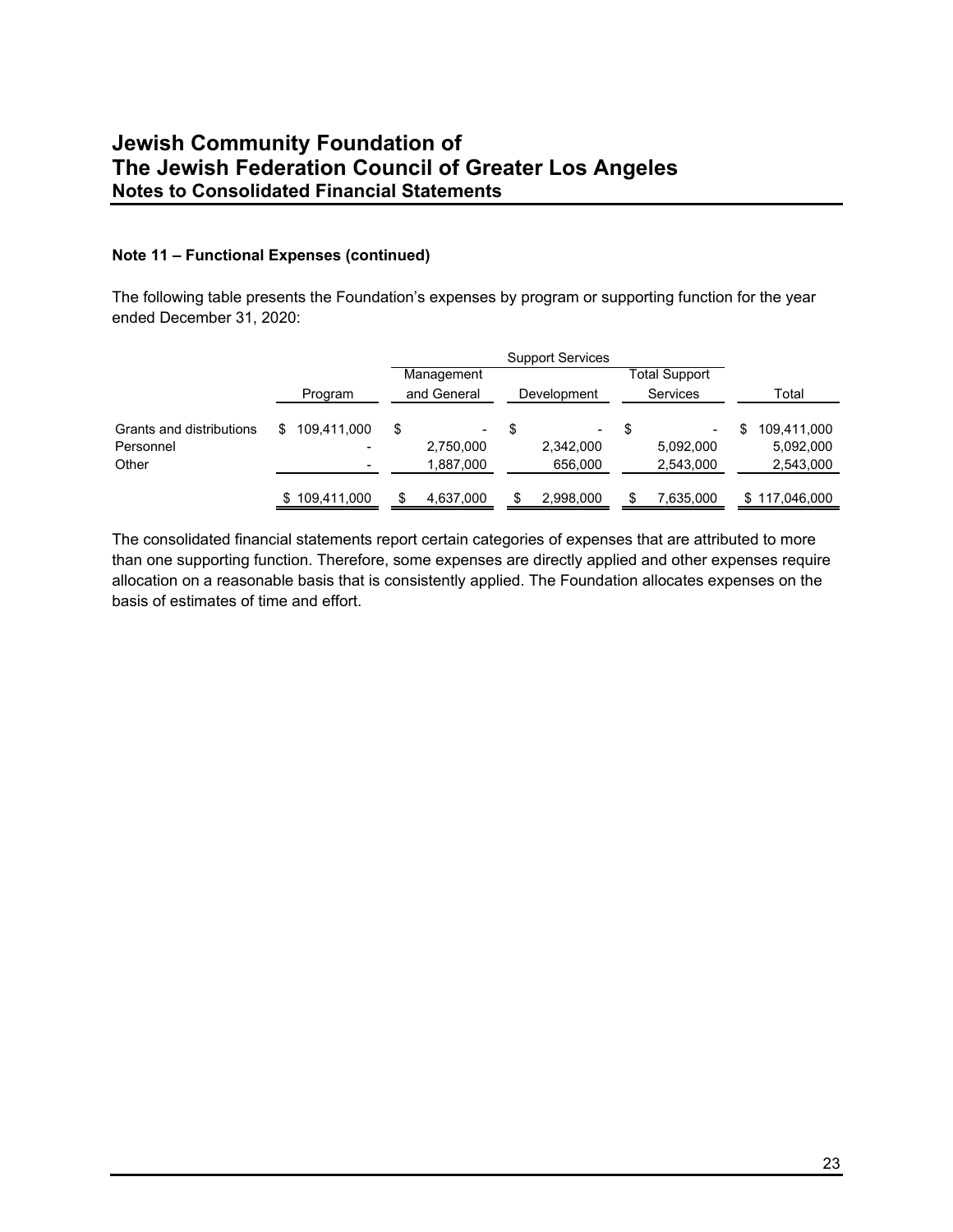# Jewish Community Foundation of The Jewish Federation Council of Greater Los Angeles
## Notes to Consolidated Financial Statements

### Note 11 – Functional Expenses (continued)

The following table presents the Foundation's expenses by program or supporting function for the year ended December 31, 2020:

| | | Support Services | | | |
|---|---|---|---|---|---|
| | Program | Management and General | Development | Total Support Services | Total |
| Grants and distributions | $ 109,411,000 | $ - | $ - | $ - | $ 109,411,000 |
| Personnel | - | 2,750,000 | 2,342,000 | 5,092,000 | 5,092,000 |
| Other | - | 1,887,000 | 656,000 | 2,543,000 | 2,543,000 |
| | $ 109,411,000 | $ 4,637,000 | $ 2,998,000 | $ 7,635,000 | $ 117,046,000 |

The consolidated financial statements report certain categories of expenses that are attributed to more than one supporting function. Therefore, some expenses are directly applied and other expenses require allocation on a reasonable basis that is consistently applied. The Foundation allocates expenses on the basis of estimates of time and effort.